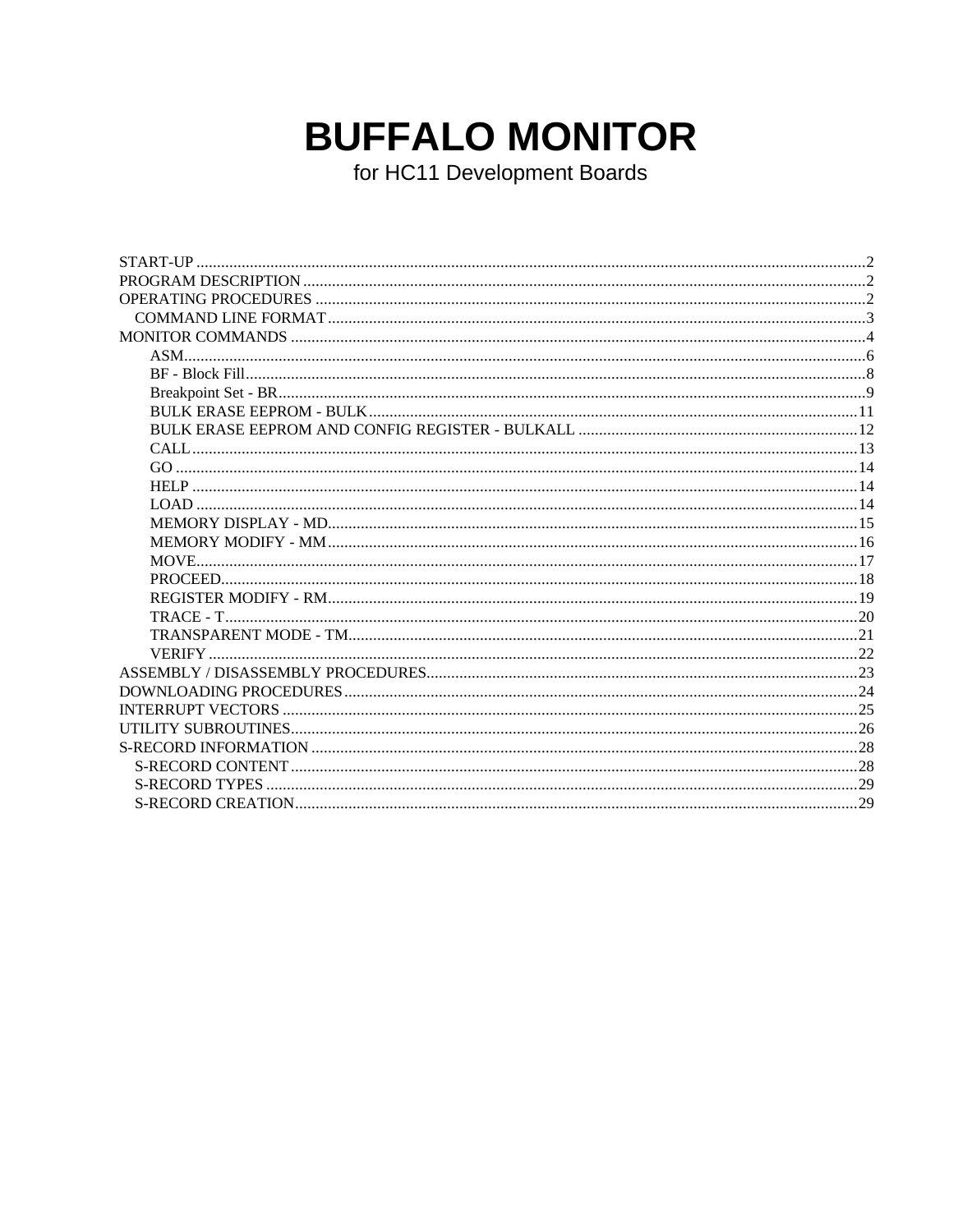# BUFFALO MONITOR

for HC11 Development Boards

START-UP ........................................................................................................................................2
PROGRAM DESCRIPTION ...............................................................................................................2
OPERATING PROCEDURES ............................................................................................................2
 COMMAND LINE FORMAT .........................................................................................................3
MONITOR COMMANDS ..................................................................................................................4
  ASM...........................................................................................................................................6
  BF - Block Fill.............................................................................................................................8
  Breakpoint Set - BR.....................................................................................................................9
  BULK ERASE EEPROM - BULK..............................................................................................11
  BULK ERASE EEPROM AND CONFIG REGISTER - BULKALL ...........................................12
  CALL........................................................................................................................................13
  GO ...........................................................................................................................................14
  HELP ........................................................................................................................................14
  LOAD .......................................................................................................................................14
  MEMORY DISPLAY - MD........................................................................................................15
  MEMORY MODIFY - MM........................................................................................................16
  MOVE.......................................................................................................................................17
  PROCEED.................................................................................................................................18
  REGISTER MODIFY - RM........................................................................................................19
  TRACE - T................................................................................................................................20
  TRANSPARENT MODE - TM...................................................................................................21
  VERIFY ....................................................................................................................................22
ASSEMBLY / DISASSEMBLY PROCEDURES.................................................................................23
DOWNLOADING PROCEDURES....................................................................................................24
INTERRUPT VECTORS ...................................................................................................................25
UTILITY SUBROUTINES.................................................................................................................26
S-RECORD INFORMATION ............................................................................................................28
 S-RECORD CONTENT .................................................................................................................28
 S-RECORD TYPES .......................................................................................................................29
 S-RECORD CREATION................................................................................................................29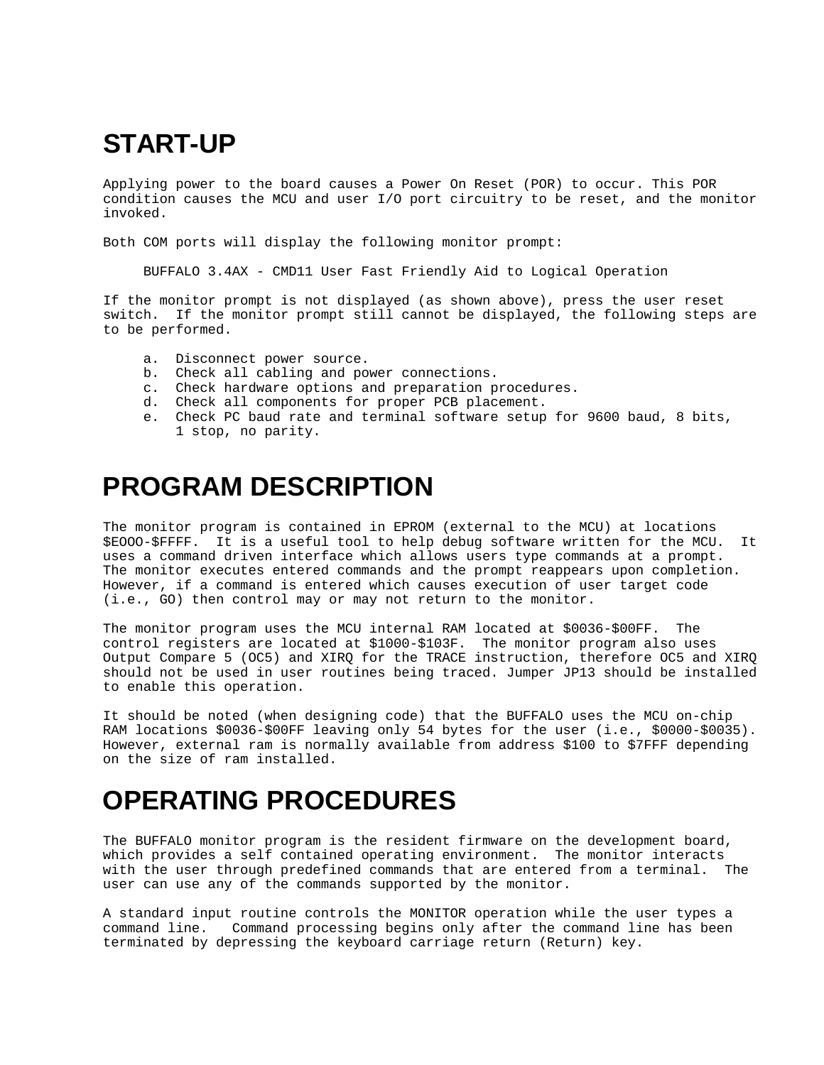## START-UP

Applying power to the board causes a Power On Reset (POR) to occur. This POR condition causes the MCU and user I/O port circuitry to be reset, and the monitor invoked.

Both COM ports will display the following monitor prompt:

```
BUFFALO 3.4AX - CMD11 User Fast Friendly Aid to Logical Operation
```

If the monitor prompt is not displayed (as shown above), press the user reset switch. If the monitor prompt still cannot be displayed, the following steps are to be performed.

a. Disconnect power source.
b. Check all cabling and power connections.
c. Check hardware options and preparation procedures.
d. Check all components for proper PCB placement.
e. Check PC baud rate and terminal software setup for 9600 baud, 8 bits, 1 stop, no parity.

## PROGRAM DESCRIPTION

The monitor program is contained in EPROM (external to the MCU) at locations $EOOO-$FFFF. It is a useful tool to help debug software written for the MCU. It uses a command driven interface which allows users type commands at a prompt. The monitor executes entered commands and the prompt reappears upon completion. However, if a command is entered which causes execution of user target code (i.e., GO) then control may or may not return to the monitor.

The monitor program uses the MCU internal RAM located at $0036-$00FF. The control registers are located at $1000-$103F. The monitor program also uses Output Compare 5 (OC5) and XIRQ for the TRACE instruction, therefore OC5 and XIRQ should not be used in user routines being traced. Jumper JP13 should be installed to enable this operation.

It should be noted (when designing code) that the BUFFALO uses the MCU on-chip RAM locations $0036-$00FF leaving only 54 bytes for the user (i.e., $0000-$0035). However, external ram is normally available from address $100 to $7FFF depending on the size of ram installed.

## OPERATING PROCEDURES

The BUFFALO monitor program is the resident firmware on the development board, which provides a self contained operating environment. The monitor interacts with the user through predefined commands that are entered from a terminal. The user can use any of the commands supported by the monitor.

A standard input routine controls the MONITOR operation while the user types a command line. Command processing begins only after the command line has been terminated by depressing the keyboard carriage return (Return) key.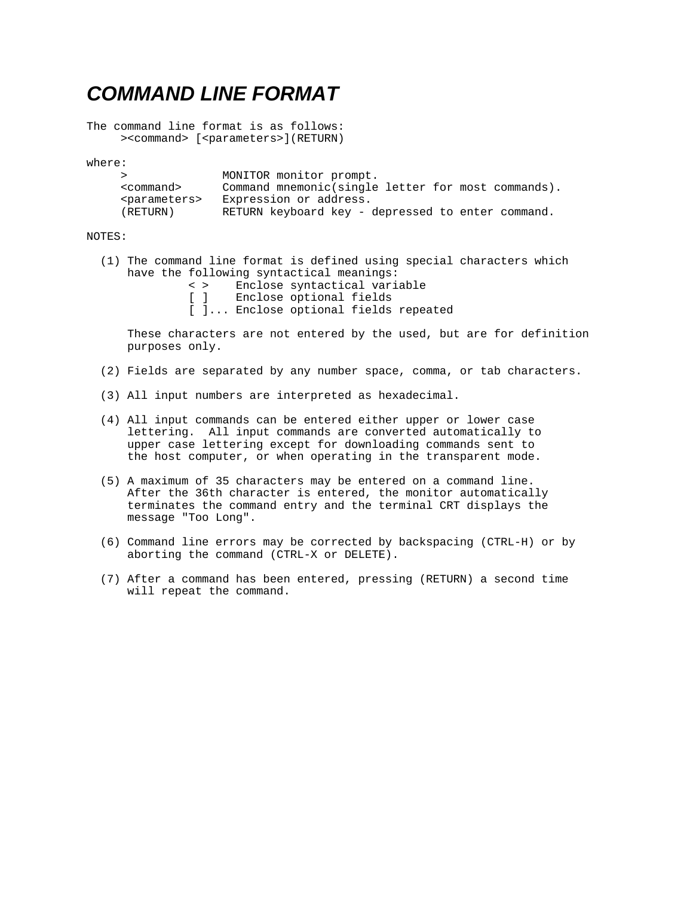# *COMMAND LINE FORMAT*

The command line format is as follows:

```
><command> [<parameters>](RETURN)
```

where:

```
>               MONITOR monitor prompt.
<command>       Command mnemonic(single letter for most commands).
<parameters>    Expression or address.
(RETURN)        RETURN keyboard key - depressed to enter command.
```

NOTES:

(1) The command line format is defined using special characters which have the following syntactical meanings:

```
< >    Enclose syntactical variable
[ ]    Enclose optional fields
[ ]... Enclose optional fields repeated
```

These characters are not entered by the used, but are for definition purposes only.

(2) Fields are separated by any number space, comma, or tab characters.

(3) All input numbers are interpreted as hexadecimal.

(4) All input commands can be entered either upper or lower case lettering. All input commands are converted automatically to upper case lettering except for downloading commands sent to the host computer, or when operating in the transparent mode.

(5) A maximum of 35 characters may be entered on a command line. After the 36th character is entered, the monitor automatically terminates the command entry and the terminal CRT displays the message "Too Long".

(6) Command line errors may be corrected by backspacing (CTRL-H) or by aborting the command (CTRL-X or DELETE).

(7) After a command has been entered, pressing (RETURN) a second time will repeat the command.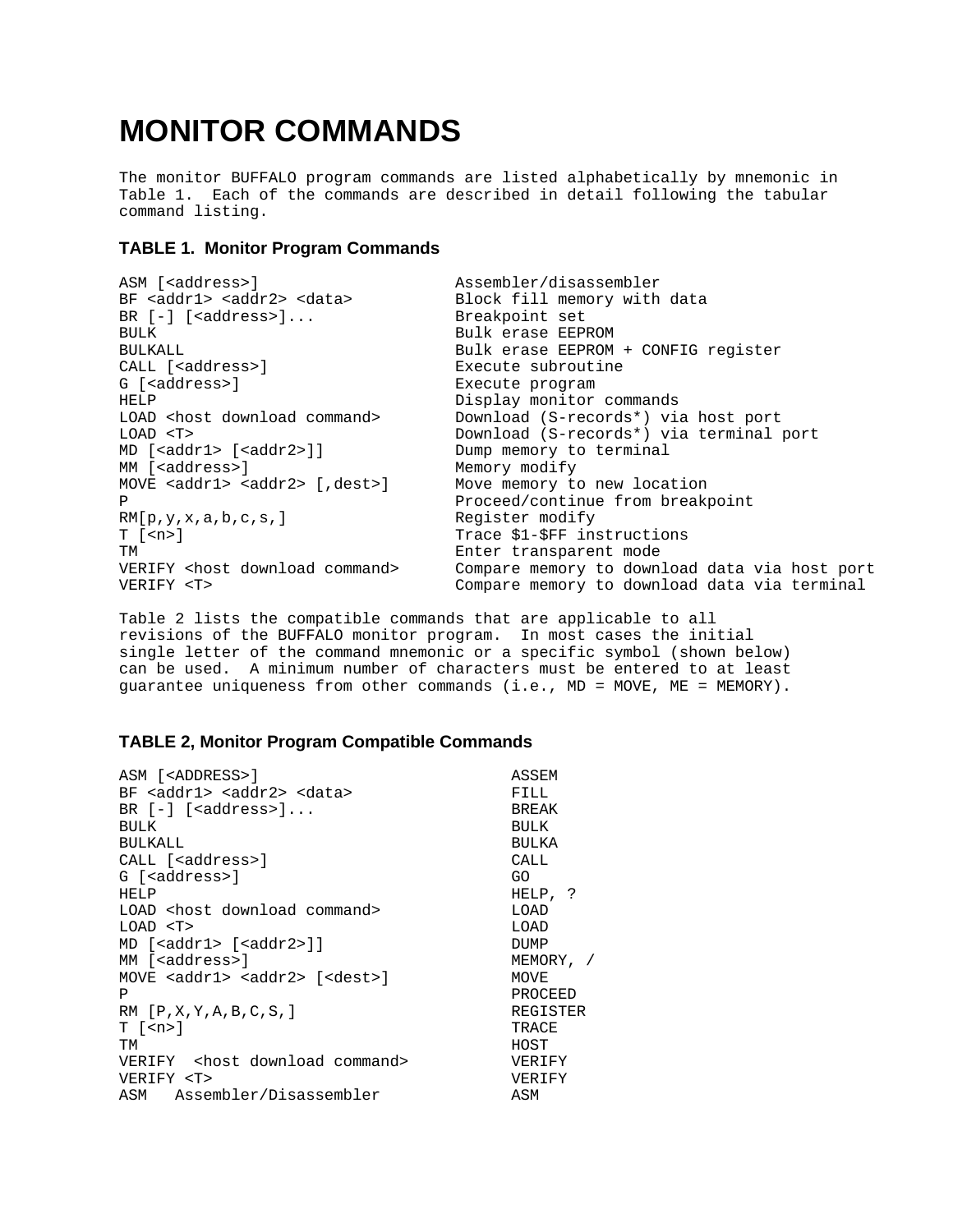# MONITOR COMMANDS

The monitor BUFFALO program commands are listed alphabetically by mnemonic in Table 1. Each of the commands are described in detail following the tabular command listing.

### TABLE 1. Monitor Program Commands

| Command | Description |
| --- | --- |
| ASM [<address>] | Assembler/disassembler |
| BF <addr1> <addr2> <data> | Block fill memory with data |
| BR [-] [<address>]... | Breakpoint set |
| BULK | Bulk erase EEPROM |
| BULKALL | Bulk erase EEPROM + CONFIG register |
| CALL [<address>] | Execute subroutine |
| G [<address>] | Execute program |
| HELP | Display monitor commands |
| LOAD <host download command> | Download (S-records*) via host port |
| LOAD <T> | Download (S-records*) via terminal port |
| MD [<addr1> [<addr2>]] | Dump memory to terminal |
| MM [<address>] | Memory modify |
| MOVE <addr1> <addr2> [,dest>] | Move memory to new location |
| P | Proceed/continue from breakpoint |
| RM[p,y,x,a,b,c,s,] | Register modify |
| T [<n>] | Trace $1-$FF instructions |
| TM | Enter transparent mode |
| VERIFY <host download command> | Compare memory to download data via host port |
| VERIFY <T> | Compare memory to download data via terminal |

Table 2 lists the compatible commands that are applicable to all revisions of the BUFFALO monitor program. In most cases the initial single letter of the command mnemonic or a specific symbol (shown below) can be used. A minimum number of characters must be entered to at least guarantee uniqueness from other commands (i.e., MD = MOVE, ME = MEMORY).

### TABLE 2, Monitor Program Compatible Commands

| Command | Compatible |
| --- | --- |
| ASM [<ADDRESS>] | ASSEM |
| BF <addr1> <addr2> <data> | FILL |
| BR [-] [<address>]... | BREAK |
| BULK | BULK |
| BULKALL | BULKA |
| CALL [<address>] | CALL |
| G [<address>] | GO |
| HELP | HELP, ? |
| LOAD <host download command> | LOAD |
| LOAD <T> | LOAD |
| MD [<addr1> [<addr2>]] | DUMP |
| MM [<address>] | MEMORY, / |
| MOVE <addr1> <addr2> [<dest>] | MOVE |
| P | PROCEED |
| RM [P,X,Y,A,B,C,S,] | REGISTER |
| T [<n>] | TRACE |
| TM | HOST |
| VERIFY <host download command> | VERIFY |
| VERIFY <T> | VERIFY |

ASM Assembler/Disassembler ASM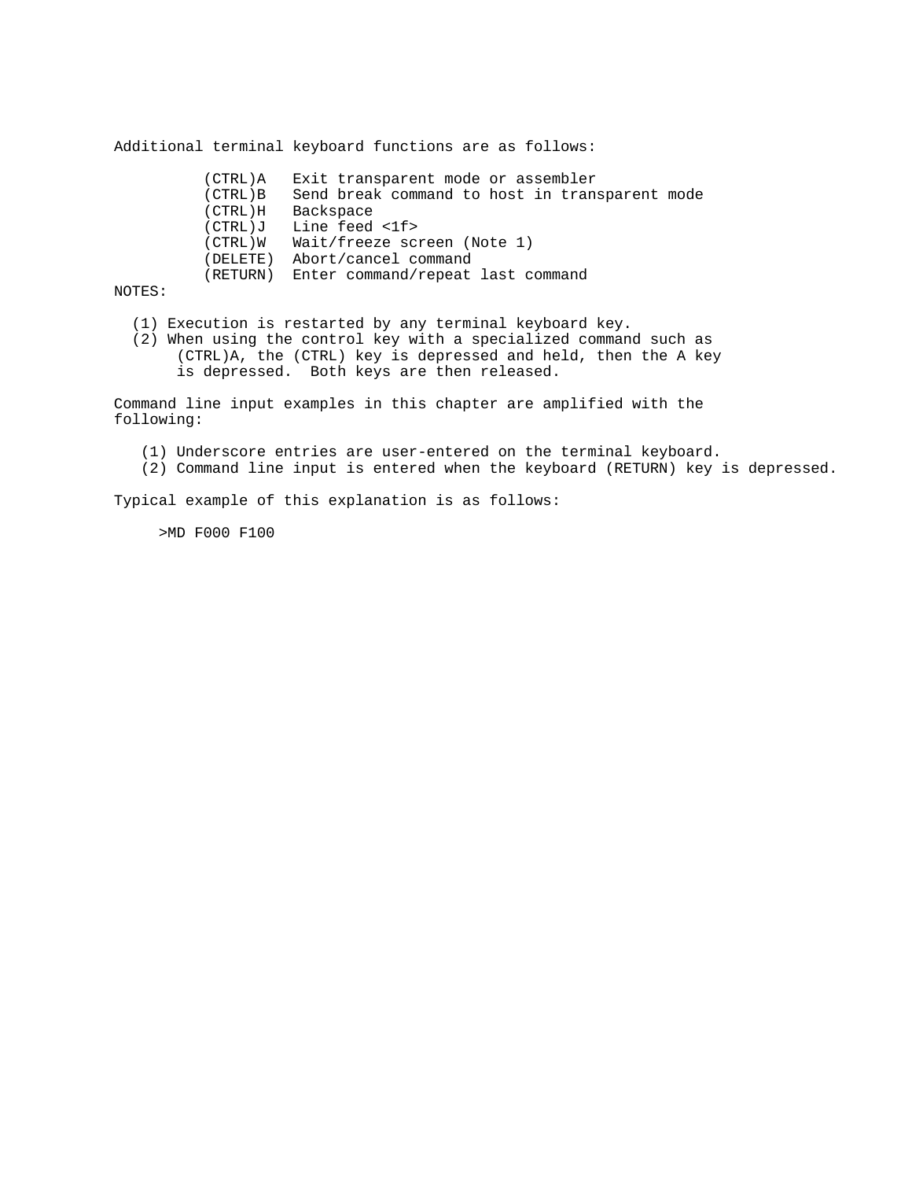Additional terminal keyboard functions are as follows:

```
(CTRL)A   Exit transparent mode or assembler
(CTRL)B   Send break command to host in transparent mode
(CTRL)H   Backspace
(CTRL)J   Line feed <1f>
(CTRL)W   Wait/freeze screen (Note 1)
(DELETE)  Abort/cancel command
(RETURN)  Enter command/repeat last command
```

NOTES:

(1) Execution is restarted by any terminal keyboard key.
(2) When using the control key with a specialized command such as (CTRL)A, the (CTRL) key is depressed and held, then the A key is depressed. Both keys are then released.

Command line input examples in this chapter are amplified with the following:

(1) Underscore entries are user-entered on the terminal keyboard.
(2) Command line input is entered when the keyboard (RETURN) key is depressed.

Typical example of this explanation is as follows:

```
>MD F000 F100
```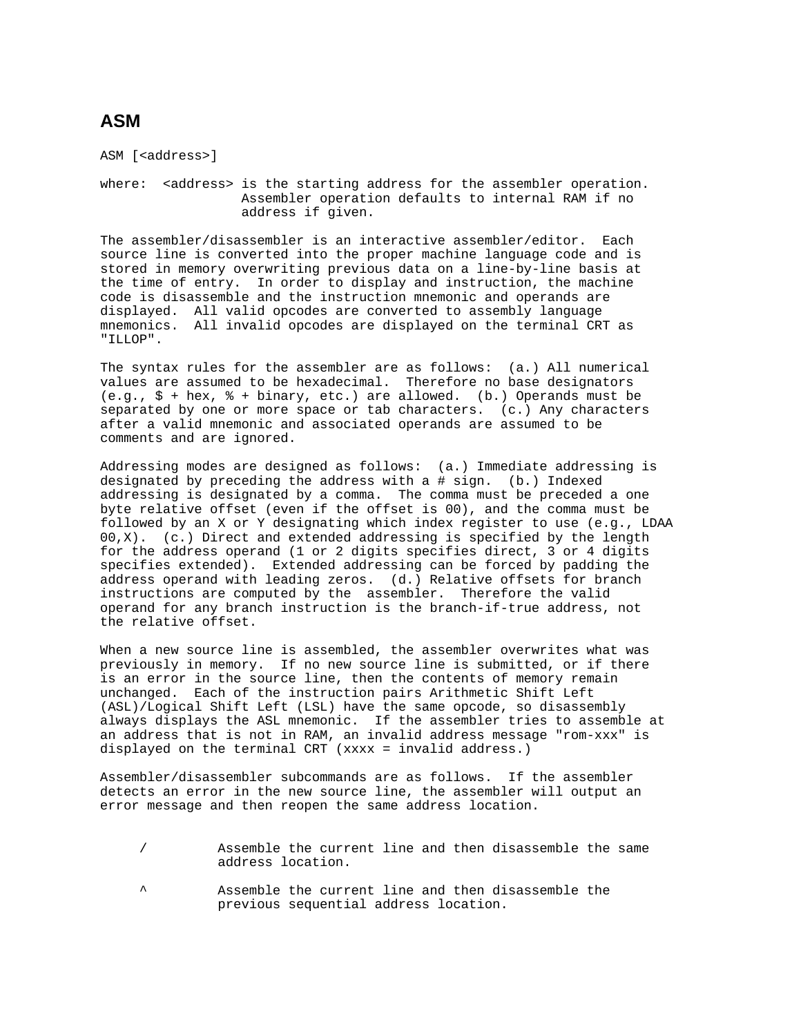## ASM

ASM [<address>]

where: <address> is the starting address for the assembler operation. Assembler operation defaults to internal RAM if no address if given.

The assembler/disassembler is an interactive assembler/editor. Each source line is converted into the proper machine language code and is stored in memory overwriting previous data on a line-by-line basis at the time of entry. In order to display and instruction, the machine code is disassemble and the instruction mnemonic and operands are displayed. All valid opcodes are converted to assembly language mnemonics. All invalid opcodes are displayed on the terminal CRT as "ILLOP".

The syntax rules for the assembler are as follows: (a.) All numerical values are assumed to be hexadecimal. Therefore no base designators (e.g., $ + hex, % + binary, etc.) are allowed. (b.) Operands must be separated by one or more space or tab characters. (c.) Any characters after a valid mnemonic and associated operands are assumed to be comments and are ignored.

Addressing modes are designed as follows: (a.) Immediate addressing is designated by preceding the address with a # sign. (b.) Indexed addressing is designated by a comma. The comma must be preceded a one byte relative offset (even if the offset is 00), and the comma must be followed by an X or Y designating which index register to use (e.g., LDAA 00,X). (c.) Direct and extended addressing is specified by the length for the address operand (1 or 2 digits specifies direct, 3 or 4 digits specifies extended). Extended addressing can be forced by padding the address operand with leading zeros. (d.) Relative offsets for branch instructions are computed by the assembler. Therefore the valid operand for any branch instruction is the branch-if-true address, not the relative offset.

When a new source line is assembled, the assembler overwrites what was previously in memory. If no new source line is submitted, or if there is an error in the source line, then the contents of memory remain unchanged. Each of the instruction pairs Arithmetic Shift Left (ASL)/Logical Shift Left (LSL) have the same opcode, so disassembly always displays the ASL mnemonic. If the assembler tries to assemble at an address that is not in RAM, an invalid address message "rom-xxx" is displayed on the terminal CRT (xxxx = invalid address.)

Assembler/disassembler subcommands are as follows. If the assembler detects an error in the new source line, the assembler will output an error message and then reopen the same address location.

| | |
|---|---|
| / | Assemble the current line and then disassemble the same address location. |
| ^ | Assemble the current line and then disassemble the previous sequential address location. |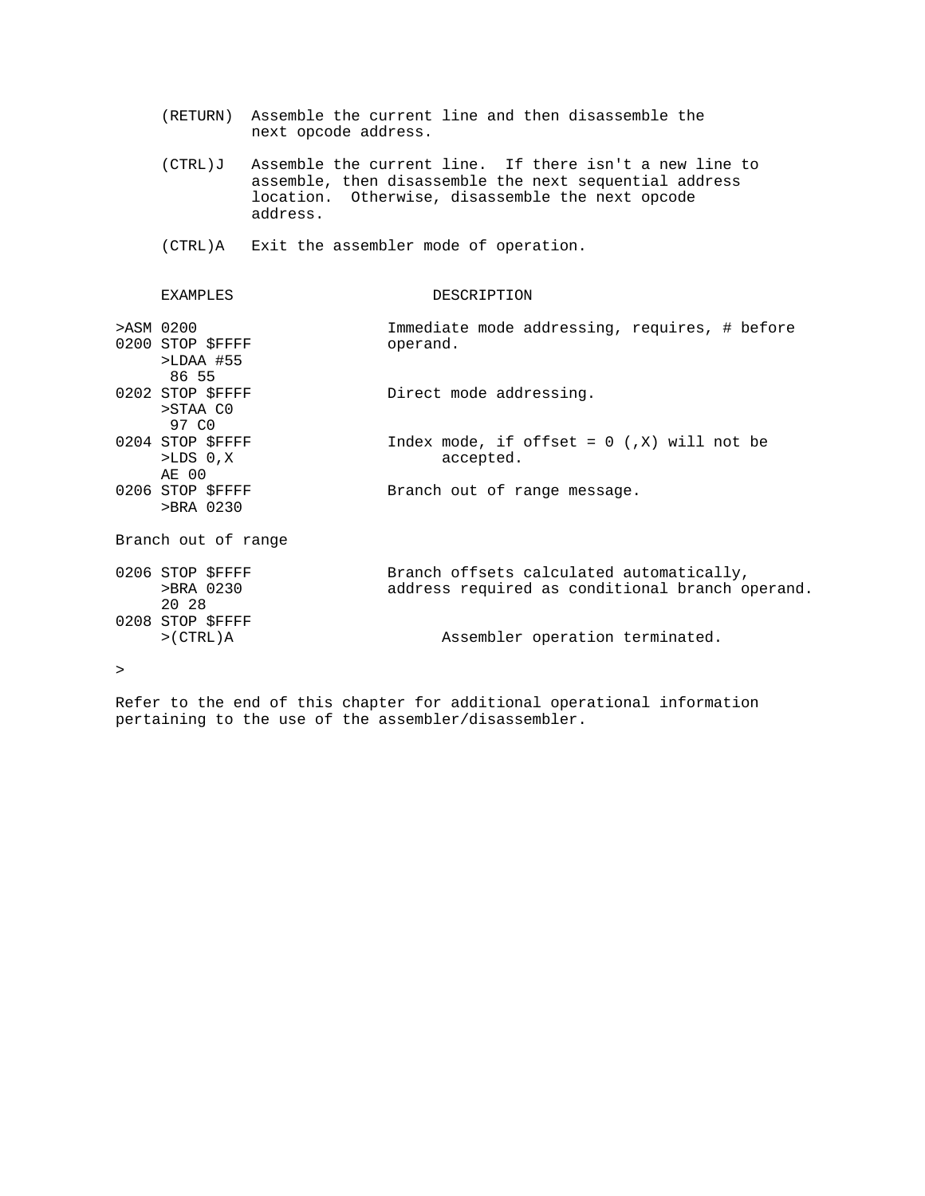(RETURN) Assemble the current line and then disassemble the next opcode address.

(CTRL)J Assemble the current line. If there isn't a new line to assemble, then disassemble the next sequential address location. Otherwise, disassemble the next opcode address.

(CTRL)A Exit the assembler mode of operation.

```
     EXAMPLES                         DESCRIPTION

>ASM 0200                     Immediate mode addressing, requires, # before
0200 STOP $FFFF               operand.
     >LDAA #55
      86 55
0202 STOP $FFFF               Direct mode addressing.
     >STAA C0
      97 C0
0204 STOP $FFFF               Index mode, if offset = 0 (,X) will not be
     >LDS 0,X                       accepted.
     AE 00
0206 STOP $FFFF               Branch out of range message.
     >BRA 0230

Branch out of range

0206 STOP $FFFF               Branch offsets calculated automatically,
     >BRA 0230                address required as conditional branch operand.
     20 28
0208 STOP $FFFF
     >(CTRL)A                       Assembler operation terminated.

>
```

Refer to the end of this chapter for additional operational information pertaining to the use of the assembler/disassembler.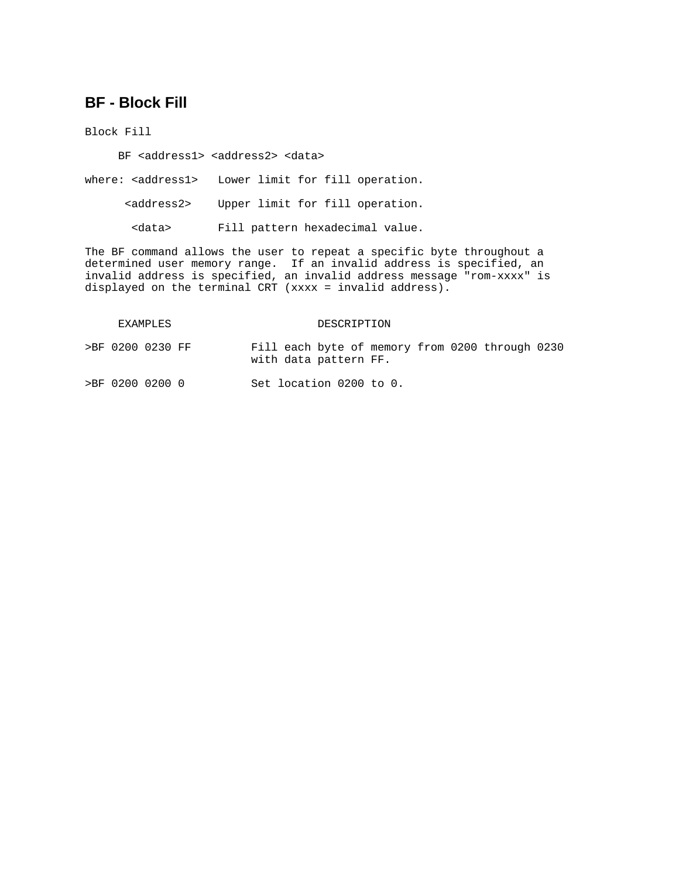## BF - Block Fill

Block Fill

```
     BF <address1> <address2> <data>

where: <address1>   Lower limit for fill operation.

      <address2>    Upper limit for fill operation.

       <data>       Fill pattern hexadecimal value.
```

The BF command allows the user to repeat a specific byte throughout a determined user memory range. If an invalid address is specified, an invalid address is specified, an invalid address message "rom-xxxx" is displayed on the terminal CRT (xxxx = invalid address).

| EXAMPLES | DESCRIPTION |
|---|---|
| >BF 0200 0230 FF | Fill each byte of memory from 0200 through 0230 with data pattern FF. |
| >BF 0200 0200 0 | Set location 0200 to 0. |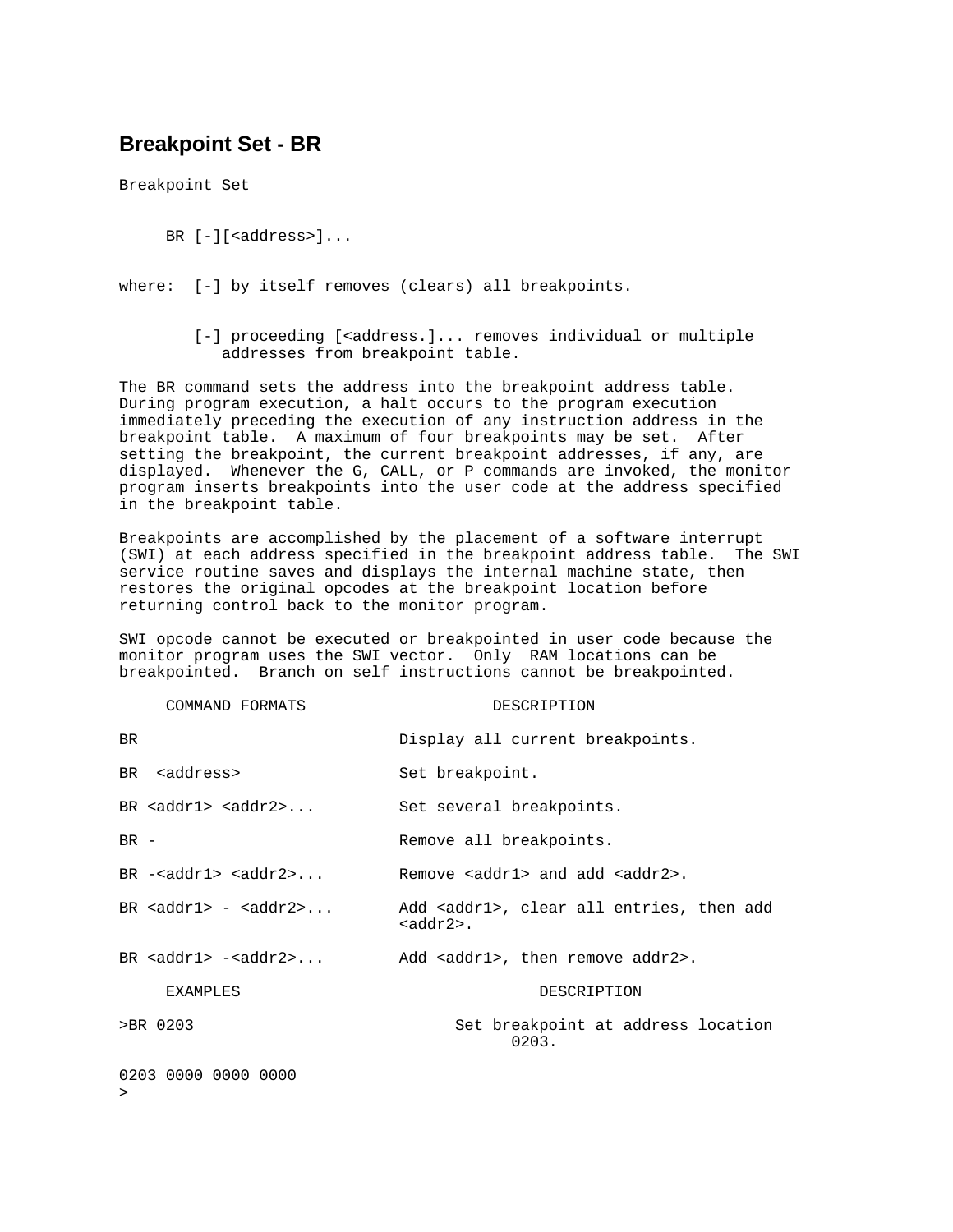## Breakpoint Set - BR

Breakpoint Set

```
BR [-][<address>]...
```

where: [-] by itself removes (clears) all breakpoints.

[-] proceeding [<address.]... removes individual or multiple addresses from breakpoint table.

The BR command sets the address into the breakpoint address table. During program execution, a halt occurs to the program execution immediately preceding the execution of any instruction address in the breakpoint table. A maximum of four breakpoints may be set. After setting the breakpoint, the current breakpoint addresses, if any, are displayed. Whenever the G, CALL, or P commands are invoked, the monitor program inserts breakpoints into the user code at the address specified in the breakpoint table.

Breakpoints are accomplished by the placement of a software interrupt (SWI) at each address specified in the breakpoint address table. The SWI service routine saves and displays the internal machine state, then restores the original opcodes at the breakpoint location before returning control back to the monitor program.

SWI opcode cannot be executed or breakpointed in user code because the monitor program uses the SWI vector. Only RAM locations can be breakpointed. Branch on self instructions cannot be breakpointed.

| COMMAND FORMATS | DESCRIPTION |
|---|---|
| BR | Display all current breakpoints. |
| BR <address> | Set breakpoint. |
| BR <addr1> <addr2>... | Set several breakpoints. |
| BR - | Remove all breakpoints. |
| BR -<addr1> <addr2>... | Remove <addr1> and add <addr2>. |
| BR <addr1> - <addr2>... | Add <addr1>, clear all entries, then add <addr2>. |
| BR <addr1> -<addr2>... | Add <addr1>, then remove addr2>. |

| EXAMPLES | DESCRIPTION |
|---|---|
| >BR 0203 | Set breakpoint at address location 0203. |

```
0203 0000 0000 0000
>
```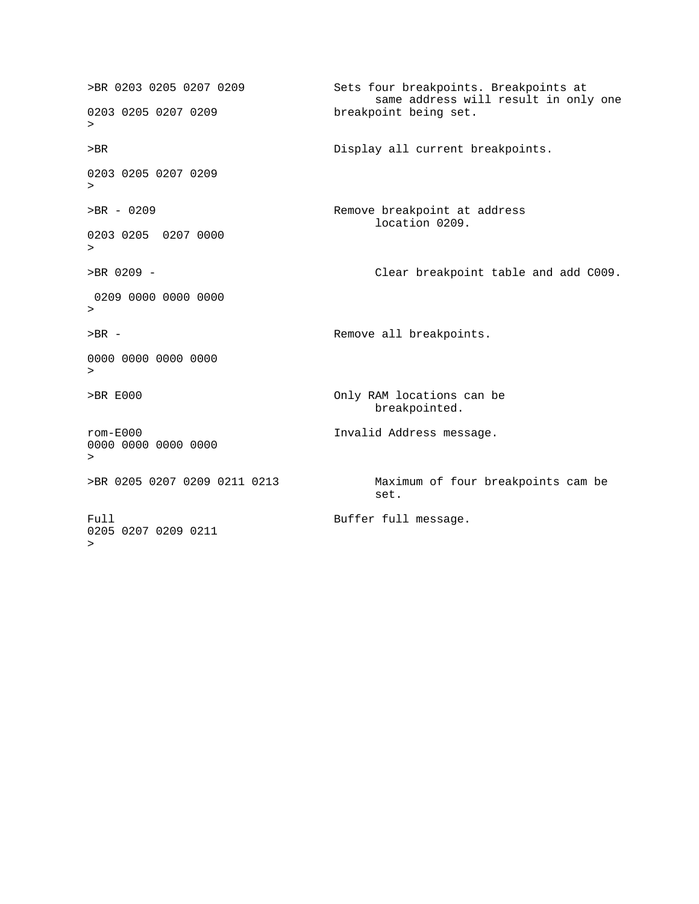| | |
|---|---|
| >BR 0203 0205 0207 0209<br><br>0203 0205 0207 0209<br>> | Sets four breakpoints. Breakpoints at same address will result in only one breakpoint being set. |
| >BR<br><br>0203 0205 0207 0209<br>> | Display all current breakpoints. |
| >BR - 0209<br><br>0203 0205  0207 0000<br>> | Remove breakpoint at address location 0209. |
| >BR 0209 -<br><br> 0209 0000 0000 0000<br>> | Clear breakpoint table and add C009. |
| >BR -<br><br>0000 0000 0000 0000<br>> | Remove all breakpoints. |
| >BR E000 | Only RAM locations can be breakpointed. |
| rom-E000<br>0000 0000 0000 0000<br>> | Invalid Address message. |
| >BR 0205 0207 0209 0211 0213 | Maximum of four breakpoints cam be set. |
| Full<br>0205 0207 0209 0211<br>> | Buffer full message. |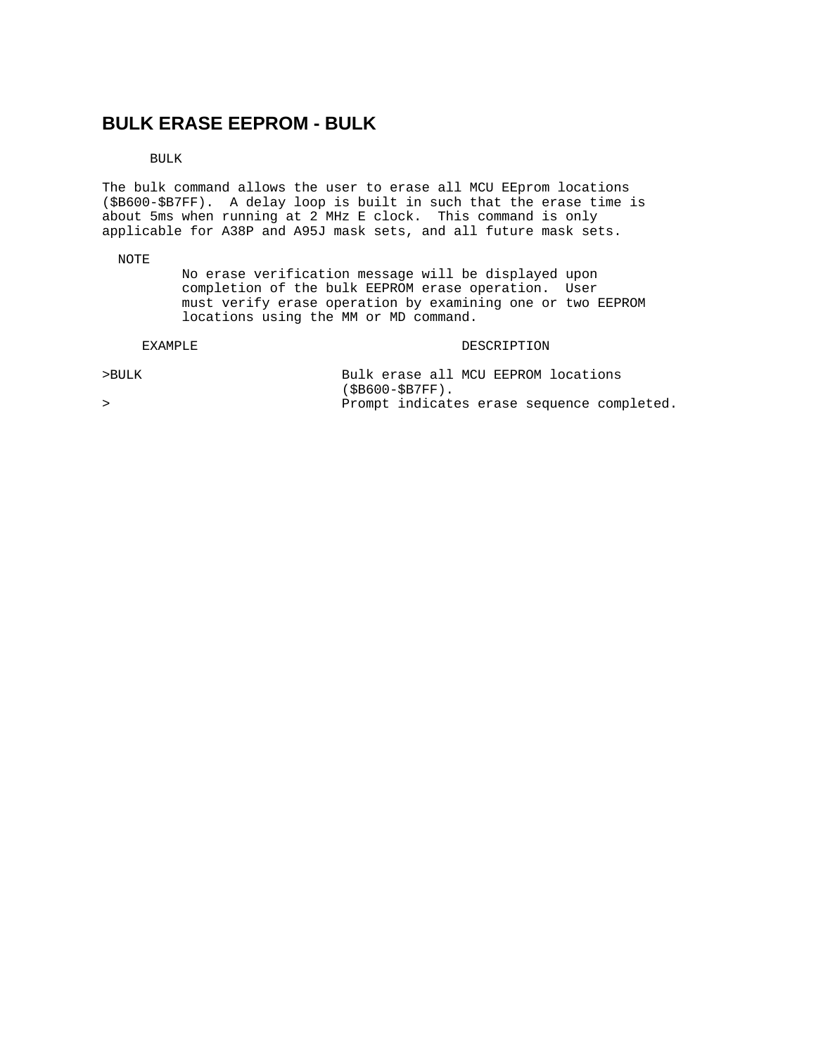## BULK ERASE EEPROM - BULK

```
BULK
```

The bulk command allows the user to erase all MCU EEprom locations ($B600-$B7FF). A delay loop is built in such that the erase time is about 5ms when running at 2 MHz E clock. This command is only applicable for A38P and A95J mask sets, and all future mask sets.

NOTE
: No erase verification message will be displayed upon completion of the bulk EEPROM erase operation. User must verify erase operation by examining one or two EEPROM locations using the MM or MD command.

| EXAMPLE | DESCRIPTION |
|---|---|
| >BULK | Bulk erase all MCU EEPROM locations ($B600-$B7FF). |
| > | Prompt indicates erase sequence completed. |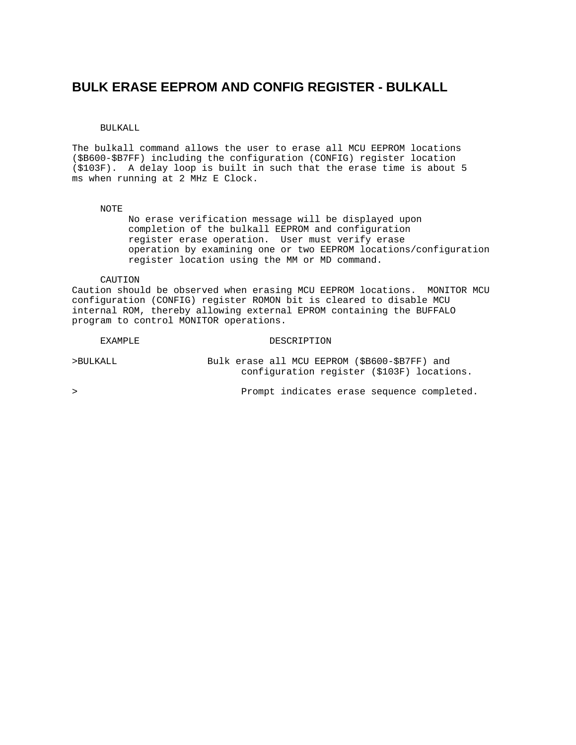## BULK ERASE EEPROM AND CONFIG REGISTER - BULKALL

BULKALL

The bulkall command allows the user to erase all MCU EEPROM locations ($B600-$B7FF) including the configuration (CONFIG) register location ($103F). A delay loop is built in such that the erase time is about 5 ms when running at 2 MHz E Clock.

NOTE

No erase verification message will be displayed upon completion of the bulkall EEPROM and configuration register erase operation. User must verify erase operation by examining one or two EEPROM locations/configuration register location using the MM or MD command.

CAUTION

Caution should be observed when erasing MCU EEPROM locations. MONITOR MCU configuration (CONFIG) register ROMON bit is cleared to disable MCU internal ROM, thereby allowing external EPROM containing the BUFFALO program to control MONITOR operations.

| EXAMPLE | DESCRIPTION |
|---|---|
| >BULKALL | Bulk erase all MCU EEPROM ($B600-$B7FF) and configuration register ($103F) locations. |
| > | Prompt indicates erase sequence completed. |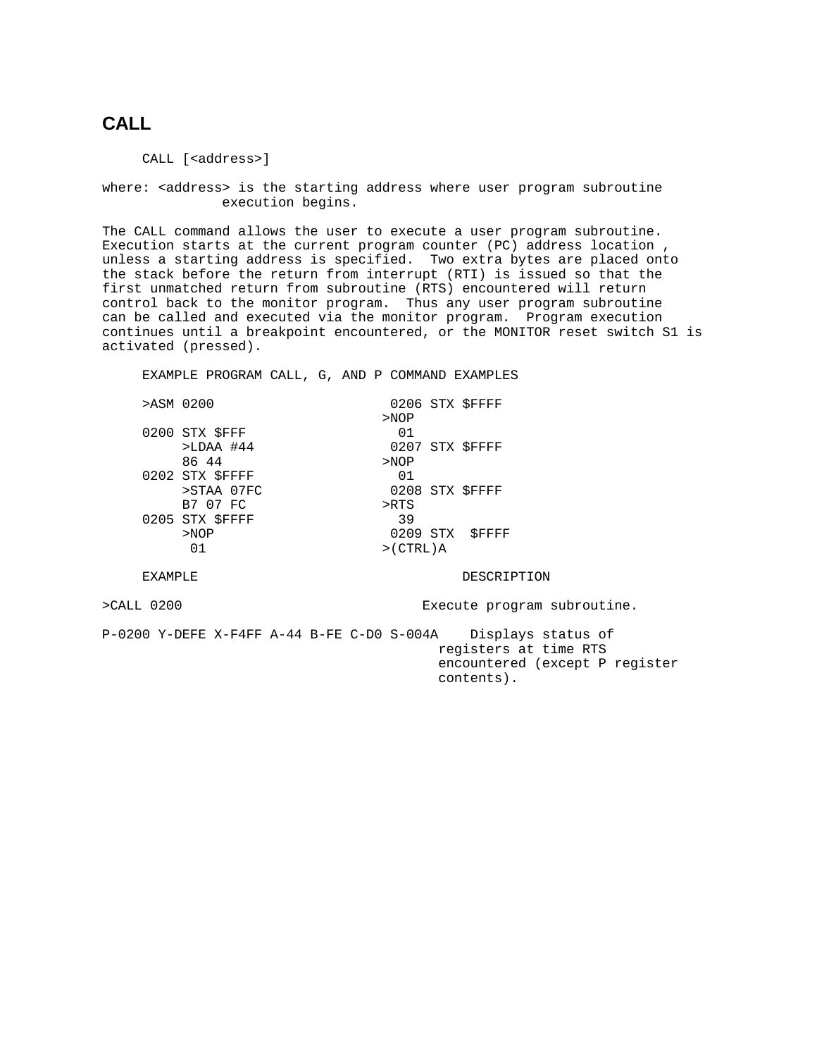## CALL

```
CALL [<address>]
```

where: <address> is the starting address where user program subroutine execution begins.

The CALL command allows the user to execute a user program subroutine. Execution starts at the current program counter (PC) address location , unless a starting address is specified. Two extra bytes are placed onto the stack before the return from interrupt (RTI) is issued so that the first unmatched return from subroutine (RTS) encountered will return control back to the monitor program. Thus any user program subroutine can be called and executed via the monitor program. Program execution continues until a breakpoint encountered, or the MONITOR reset switch S1 is activated (pressed).

EXAMPLE PROGRAM CALL, G, AND P COMMAND EXAMPLES

```
>ASM 0200
0200 STX $FFF
     >LDAA #44
     86 44
0202 STX $FFFF
     >STAA 07FC
     B7 07 FC
0205 STX $FFFF
     >NOP
      01
0206 STX $FFFF
>NOP
 01
0207 STX $FFFF
>NOP
 01
0208 STX $FFFF
>RTS
 39
0209 STX  $FFFF
>(CTRL)A
```

| EXAMPLE | DESCRIPTION |
|---|---|
| >CALL 0200 | Execute program subroutine. |
| P-0200 Y-DEFE X-F4FF A-44 B-FE C-D0 S-004A | Displays status of registers at time RTS encountered (except P register contents). |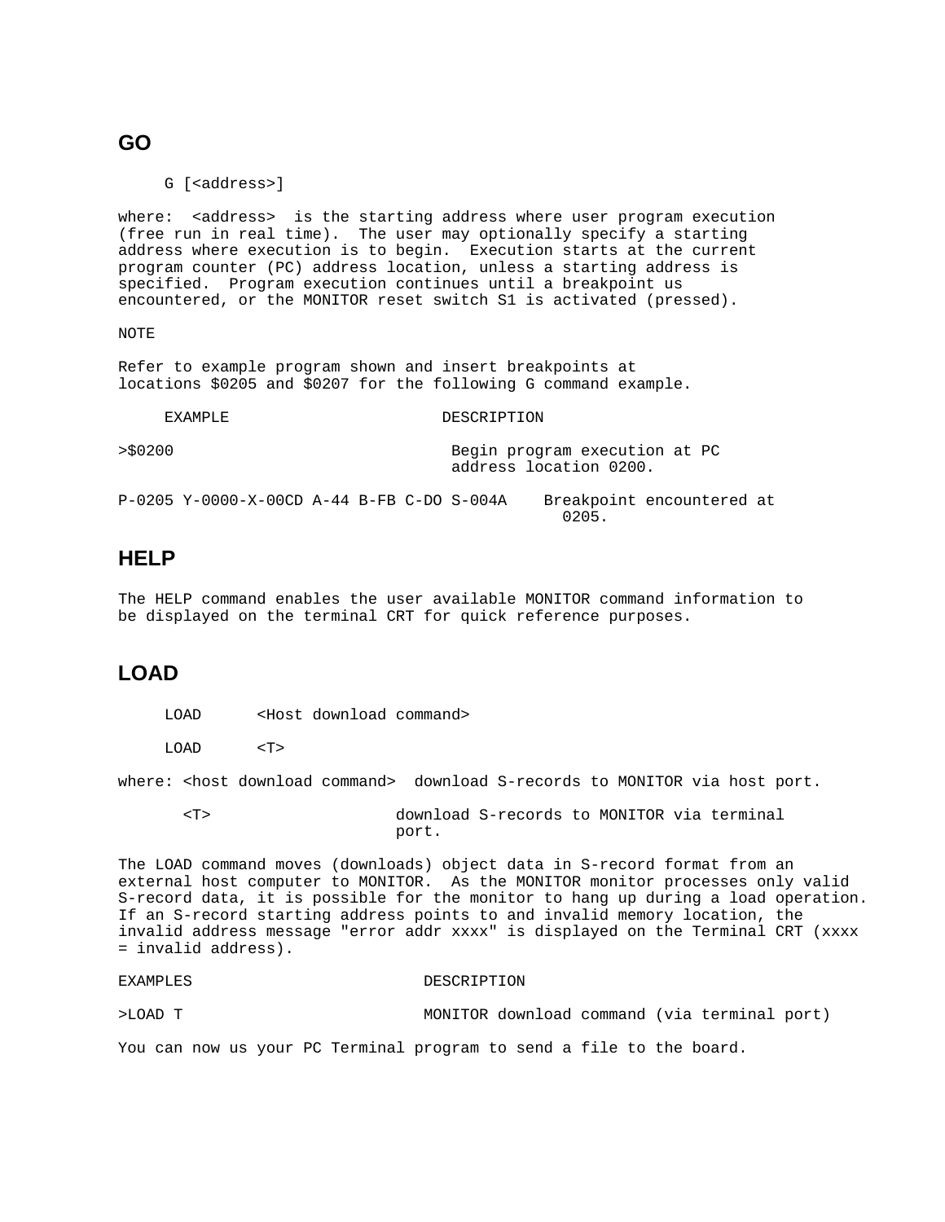## GO

```
G [<address>]
```

where: <address> is the starting address where user program execution (free run in real time). The user may optionally specify a starting address where execution is to begin. Execution starts at the current program counter (PC) address location, unless a starting address is specified. Program execution continues until a breakpoint us encountered, or the MONITOR reset switch S1 is activated (pressed).

NOTE

Refer to example program shown and insert breakpoints at locations $0205 and $0207 for the following G command example.

| EXAMPLE | DESCRIPTION |
|---|---|
| >$0200 | Begin program execution at PC address location 0200. |
| P-0205 Y-0000-X-00CD A-44 B-FB C-DO S-004A | Breakpoint encountered at 0205. |

## HELP

The HELP command enables the user available MONITOR command information to be displayed on the terminal CRT for quick reference purposes.

## LOAD

```
LOAD      <Host download command>

LOAD      <T>
```

where: <host download command> download S-records to MONITOR via host port.

<T> download S-records to MONITOR via terminal port.

The LOAD command moves (downloads) object data in S-record format from an external host computer to MONITOR. As the MONITOR monitor processes only valid S-record data, it is possible for the monitor to hang up during a load operation. If an S-record starting address points to and invalid memory location, the invalid address message "error addr xxxx" is displayed on the Terminal CRT (xxxx = invalid address).

| EXAMPLES | DESCRIPTION |
|---|---|
| >LOAD T | MONITOR download command (via terminal port) |

You can now us your PC Terminal program to send a file to the board.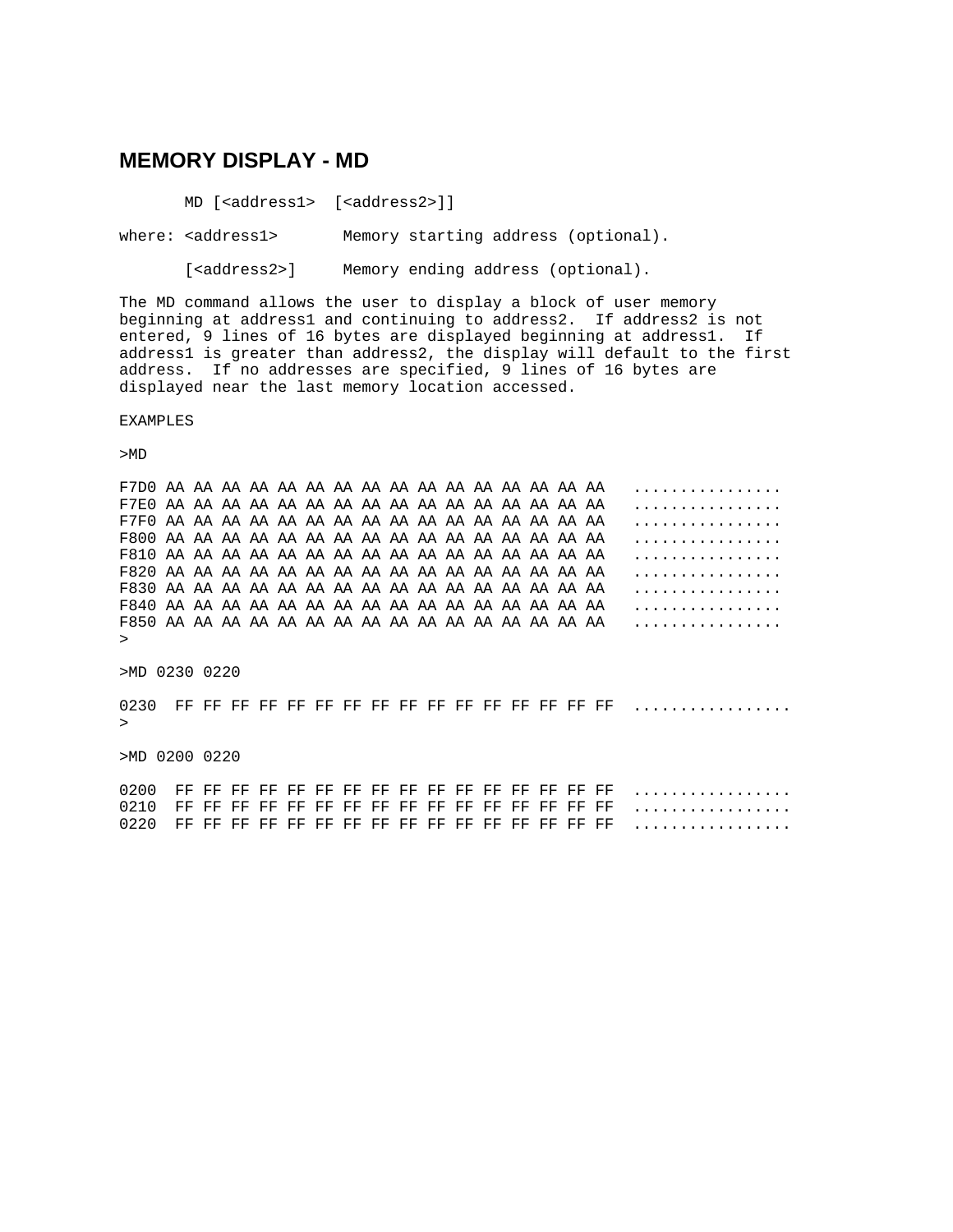## MEMORY DISPLAY - MD

```
       MD [<address1>  [<address2>]]
```

where: <address1>       Memory starting address (optional).

       [<address2>]     Memory ending address (optional).

The MD command allows the user to display a block of user memory beginning at address1 and continuing to address2. If address2 is not entered, 9 lines of 16 bytes are displayed beginning at address1. If address1 is greater than address2, the display will default to the first address. If no addresses are specified, 9 lines of 16 bytes are displayed near the last memory location accessed.

EXAMPLES

```
>MD

F7D0 AA AA AA AA AA AA AA AA AA AA AA AA AA AA AA AA   ................
F7E0 AA AA AA AA AA AA AA AA AA AA AA AA AA AA AA AA   ................
F7F0 AA AA AA AA AA AA AA AA AA AA AA AA AA AA AA AA   ................
F800 AA AA AA AA AA AA AA AA AA AA AA AA AA AA AA AA   ................
F810 AA AA AA AA AA AA AA AA AA AA AA AA AA AA AA AA   ................
F820 AA AA AA AA AA AA AA AA AA AA AA AA AA AA AA AA   ................
F830 AA AA AA AA AA AA AA AA AA AA AA AA AA AA AA AA   ................
F840 AA AA AA AA AA AA AA AA AA AA AA AA AA AA AA AA   ................
F850 AA AA AA AA AA AA AA AA AA AA AA AA AA AA AA AA   ................
>

>MD 0230 0220

0230  FF FF FF FF FF FF FF FF FF FF FF FF FF FF FF FF  ................
>

>MD 0200 0220

0200  FF FF FF FF FF FF FF FF FF FF FF FF FF FF FF FF  ................
0210  FF FF FF FF FF FF FF FF FF FF FF FF FF FF FF FF  ................
0220  FF FF FF FF FF FF FF FF FF FF FF FF FF FF FF FF  ................
```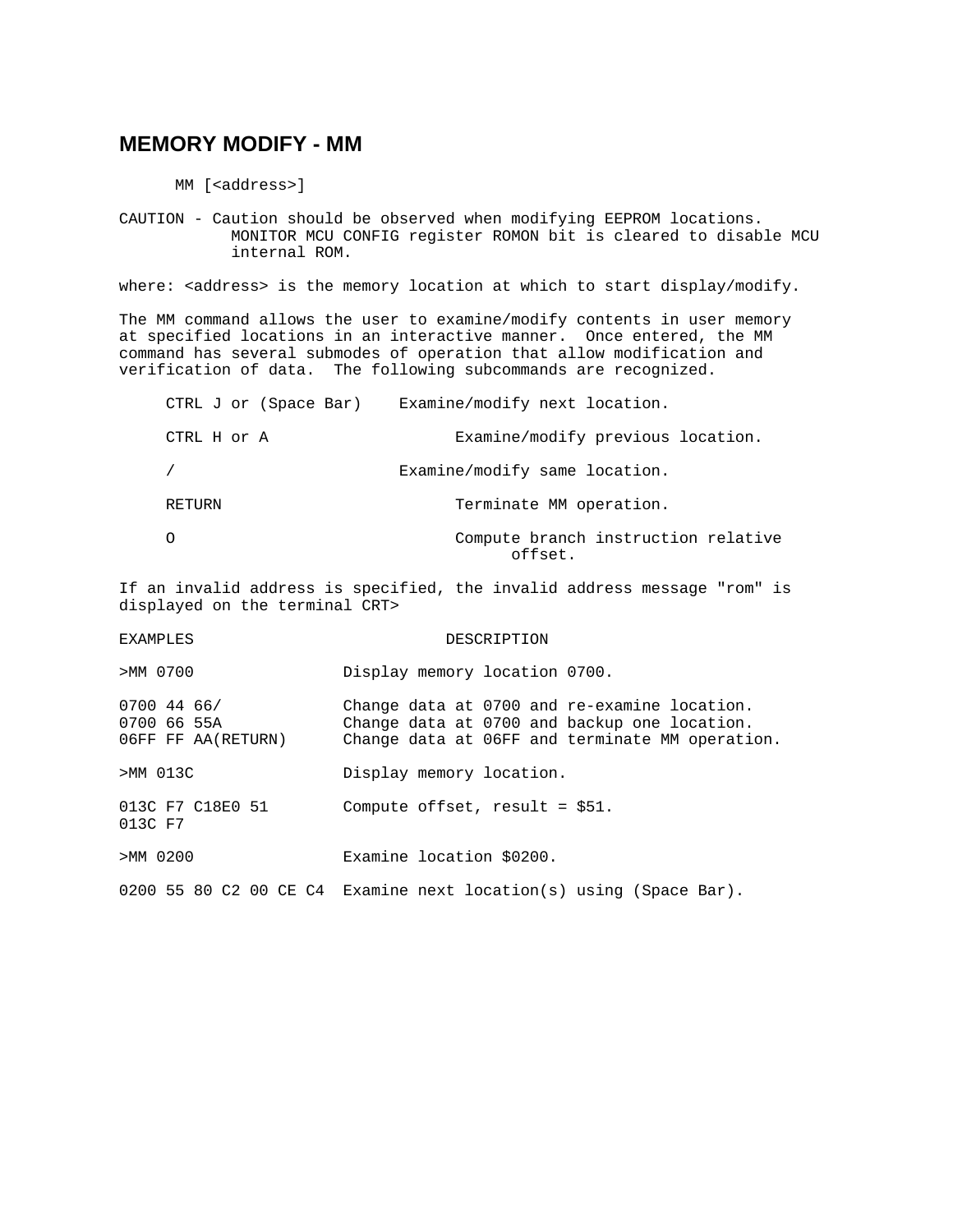## MEMORY MODIFY - MM

```
MM [<address>]
```

CAUTION - Caution should be observed when modifying EEPROM locations. MONITOR MCU CONFIG register ROMON bit is cleared to disable MCU internal ROM.

where: <address> is the memory location at which to start display/modify.

The MM command allows the user to examine/modify contents in user memory at specified locations in an interactive manner. Once entered, the MM command has several submodes of operation that allow modification and verification of data. The following subcommands are recognized.

| | |
|---|---|
| CTRL J or (Space Bar) | Examine/modify next location. |
| CTRL H or A | Examine/modify previous location. |
| / | Examine/modify same location. |
| RETURN | Terminate MM operation. |
| O | Compute branch instruction relative offset. |

If an invalid address is specified, the invalid address message "rom" is displayed on the terminal CRT>

| EXAMPLES | DESCRIPTION |
|---|---|
| >MM 0700 | Display memory location 0700. |
| 0700 44 66/ | Change data at 0700 and re-examine location. |
| 0700 66 55A | Change data at 0700 and backup one location. |
| 06FF FF AA(RETURN) | Change data at 06FF and terminate MM operation. |
| >MM 013C | Display memory location. |
| 013C F7 C18E0 51 | Compute offset, result = $51. |
| 013C F7 | |
| >MM 0200 | Examine location $0200. |
| 0200 55 80 C2 00 CE C4 | Examine next location(s) using (Space Bar). |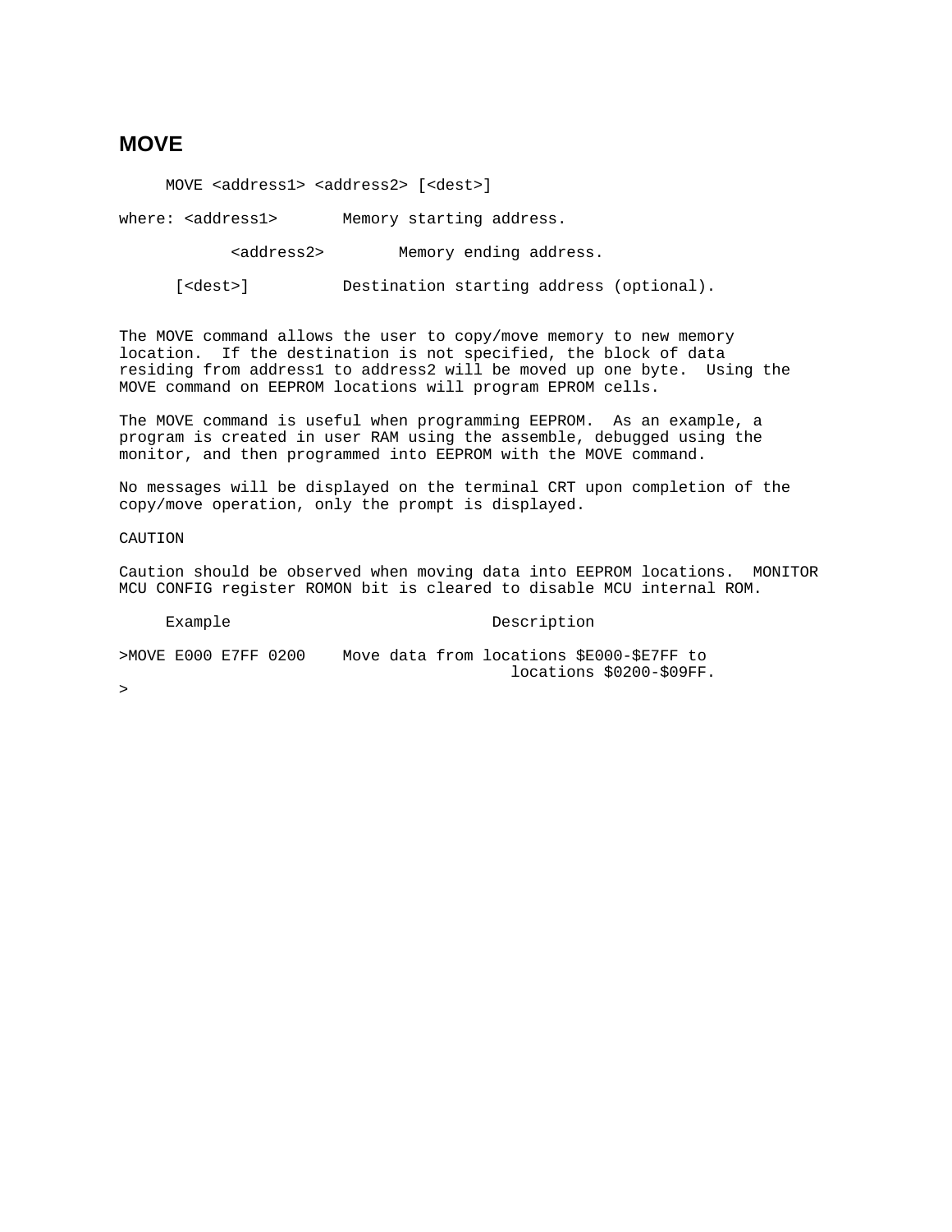## MOVE

```
MOVE <address1> <address2> [<dest>]
```

where: <address1> Memory starting address.

<address2> Memory ending address.

[<dest>] Destination starting address (optional).

The MOVE command allows the user to copy/move memory to new memory location. If the destination is not specified, the block of data residing from address1 to address2 will be moved up one byte. Using the MOVE command on EEPROM locations will program EPROM cells.

The MOVE command is useful when programming EEPROM. As an example, a program is created in user RAM using the assemble, debugged using the monitor, and then programmed into EEPROM with the MOVE command.

No messages will be displayed on the terminal CRT upon completion of the copy/move operation, only the prompt is displayed.

CAUTION

Caution should be observed when moving data into EEPROM locations. MONITOR MCU CONFIG register ROMON bit is cleared to disable MCU internal ROM.

| Example | Description |
|---|---|
| >MOVE E000 E7FF 0200 | Move data from locations $E000-$E7FF to locations $0200-$09FF. |
| > | |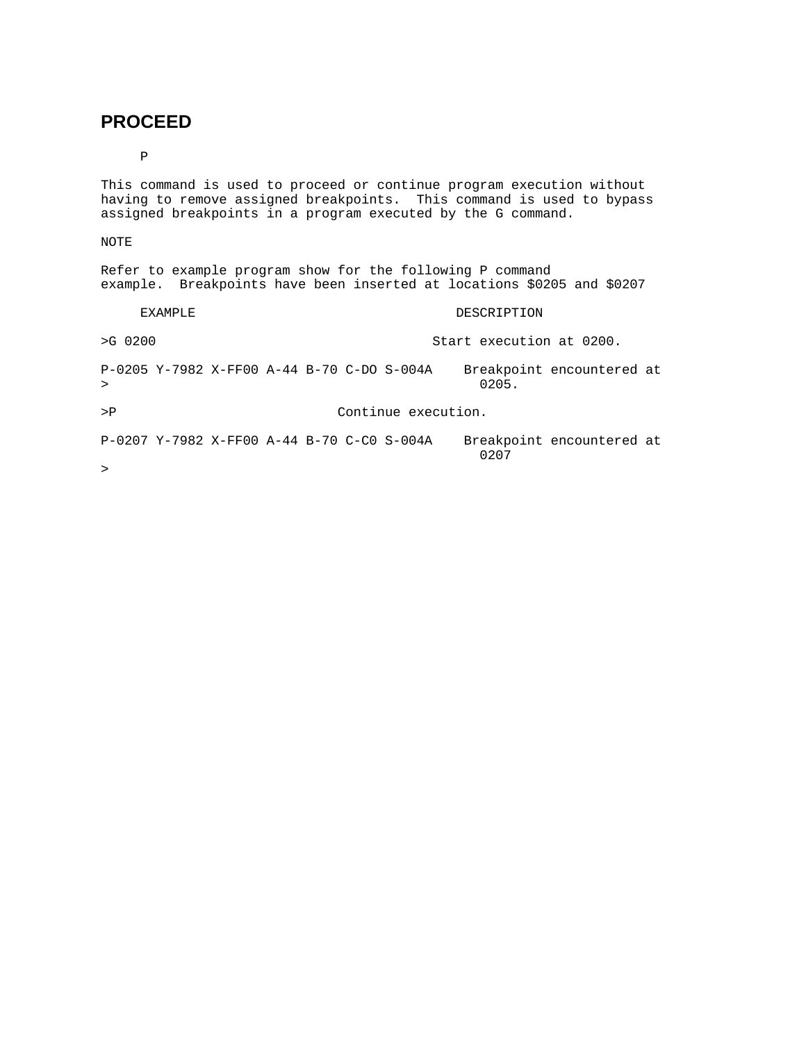## PROCEED

P

This command is used to proceed or continue program execution without having to remove assigned breakpoints. This command is used to bypass assigned breakpoints in a program executed by the G command.

NOTE

Refer to example program show for the following P command example. Breakpoints have been inserted at locations $0205 and $0207

| EXAMPLE | DESCRIPTION |
| --- | --- |
| >G 0200 | Start execution at 0200. |
| P-0205 Y-7982 X-FF00 A-44 B-70 C-DO S-004A<br>> | Breakpoint encountered at 0205. |
| >P | Continue execution. |
| P-0207 Y-7982 X-FF00 A-44 B-70 C-C0 S-004A<br>> | Breakpoint encountered at 0207 |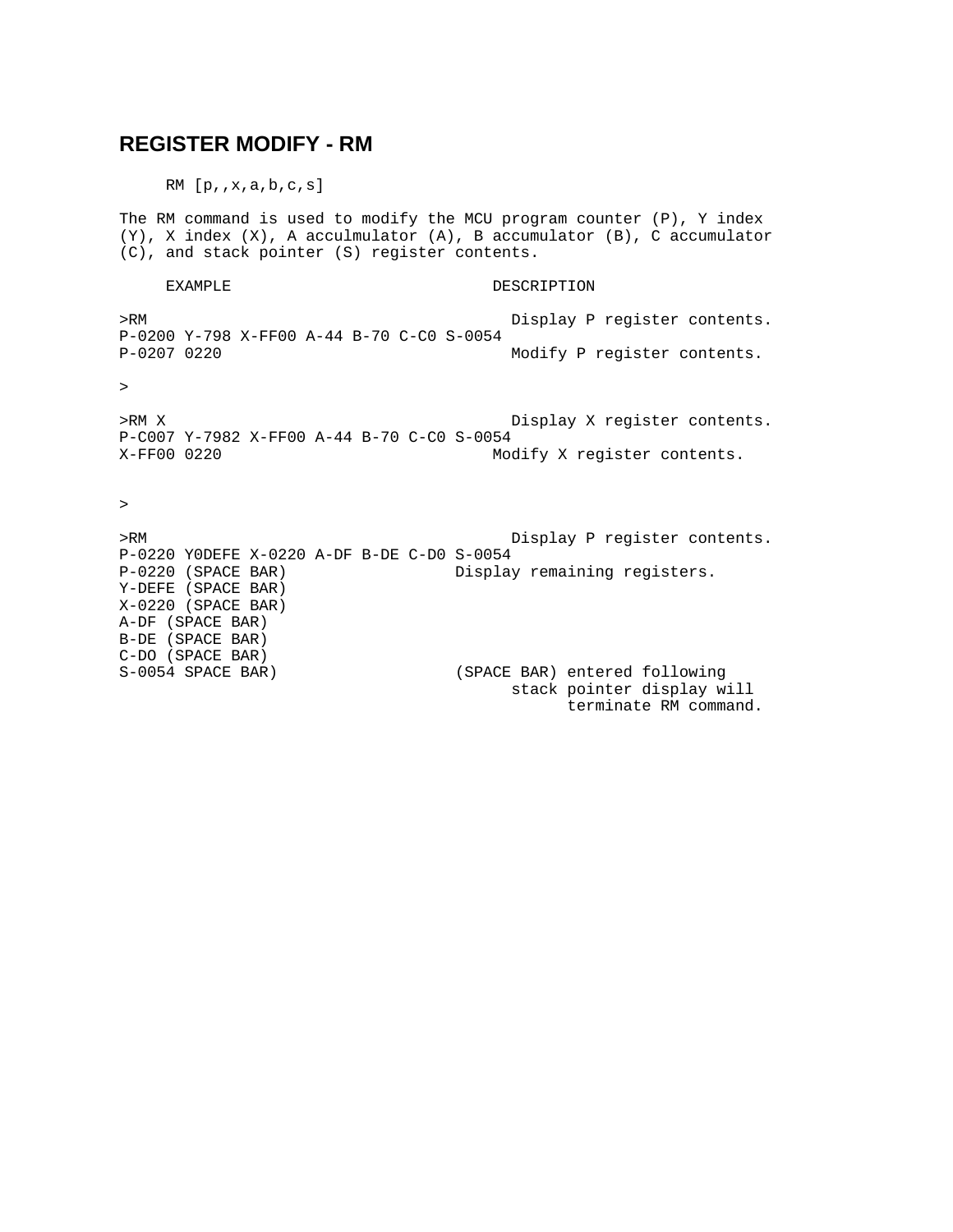## REGISTER MODIFY - RM

```
     RM [p,,x,a,b,c,s]
```

The RM command is used to modify the MCU program counter (P), Y index (Y), X index (X), A acculmulator (A), B accumulator (B), C accumulator (C), and stack pointer (S) register contents.

```
     EXAMPLE                              DESCRIPTION

>RM                                         Display P register contents.
P-0200 Y-798 X-FF00 A-44 B-70 C-C0 S-0054
P-0207 0220                                 Modify P register contents.

>

>RM X                                       Display X register contents.
P-C007 Y-7982 X-FF00 A-44 B-70 C-C0 S-0054
X-FF00 0220                               Modify X register contents.


>

>RM                                         Display P register contents.
P-0220 Y0DEFE X-0220 A-DF B-DE C-D0 S-0054
P-0220 (SPACE BAR)                    Display remaining registers.
Y-DEFE (SPACE BAR)
X-0220 (SPACE BAR)
A-DF (SPACE BAR)
B-DE (SPACE BAR)
C-DO (SPACE BAR)
S-0054 SPACE BAR)                     (SPACE BAR) entered following
                                            stack pointer display will
                                                  terminate RM command.
```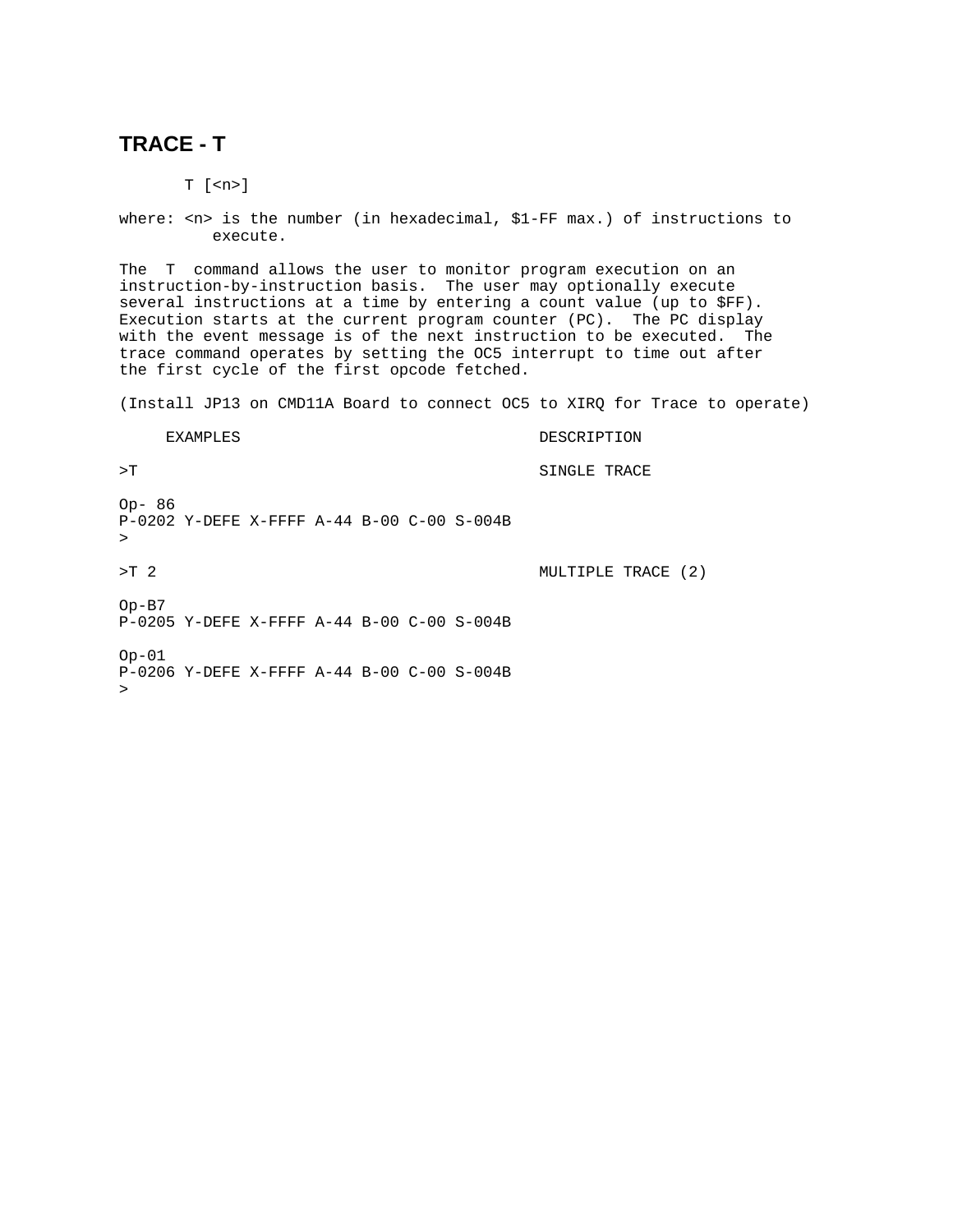## TRACE - T

```
T [<n>]
```

where: <n> is the number (in hexadecimal, $1-FF max.) of instructions to execute.

The T command allows the user to monitor program execution on an instruction-by-instruction basis. The user may optionally execute several instructions at a time by entering a count value (up to $FF). Execution starts at the current program counter (PC). The PC display with the event message is of the next instruction to be executed. The trace command operates by setting the OC5 interrupt to time out after the first cycle of the first opcode fetched.

(Install JP13 on CMD11A Board to connect OC5 to XIRQ for Trace to operate)

```
     EXAMPLES                                DESCRIPTION

>T                                           SINGLE TRACE

Op- 86
P-0202 Y-DEFE X-FFFF A-44 B-00 C-00 S-004B
>

>T 2                                         MULTIPLE TRACE (2)

Op-B7
P-0205 Y-DEFE X-FFFF A-44 B-00 C-00 S-004B

Op-01
P-0206 Y-DEFE X-FFFF A-44 B-00 C-00 S-004B
>
```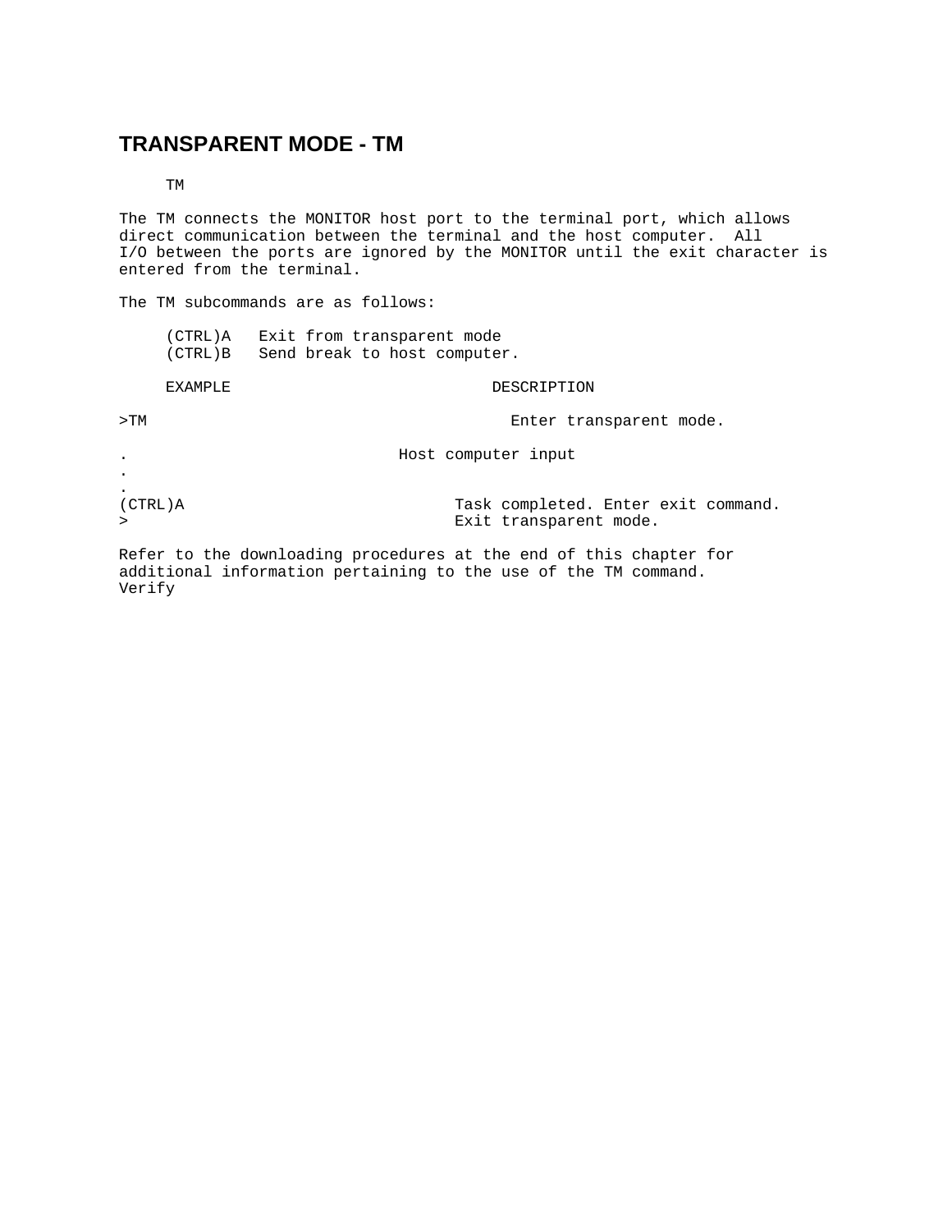## TRANSPARENT MODE - TM

```
TM
```

The TM connects the MONITOR host port to the terminal port, which allows direct communication between the terminal and the host computer. All I/O between the ports are ignored by the MONITOR until the exit character is entered from the terminal.

The TM subcommands are as follows:

```
(CTRL)A   Exit from transparent mode
(CTRL)B   Send break to host computer.
```

```
     EXAMPLE                           DESCRIPTION

>TM                                      Enter transparent mode.

.                             Host computer input
.
.
(CTRL)A                             Task completed. Enter exit command.
>                                   Exit transparent mode.
```

Refer to the downloading procedures at the end of this chapter for additional information pertaining to the use of the TM command.
Verify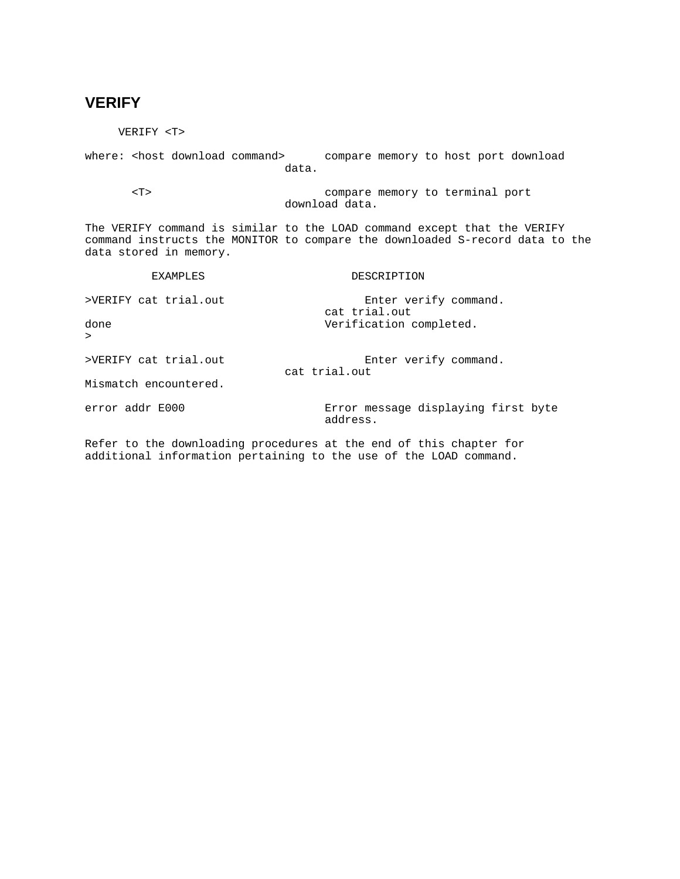## VERIFY

```
VERIFY <T>
```

where: <host download command> compare memory to host port download data.

<T> compare memory to terminal port download data.

The VERIFY command is similar to the LOAD command except that the VERIFY command instructs the MONITOR to compare the downloaded S-record data to the data stored in memory.

| EXAMPLES | DESCRIPTION |
|---|---|
| >VERIFY cat trial.out | Enter verify command. |
| | cat trial.out |
| done | Verification completed. |
| > | |
| | |
| >VERIFY cat trial.out | Enter verify command. |
| | cat trial.out |
| Mismatch encountered. | |
| | |
| error addr E000 | Error message displaying first byte address. |

Refer to the downloading procedures at the end of this chapter for additional information pertaining to the use of the LOAD command.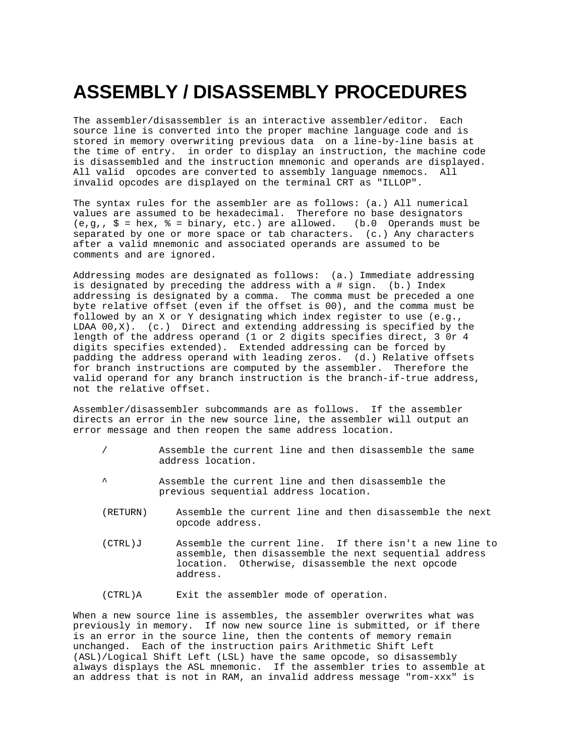# ASSEMBLY / DISASSEMBLY PROCEDURES

The assembler/disassembler is an interactive assembler/editor. Each source line is converted into the proper machine language code and is stored in memory overwriting previous data on a line-by-line basis at the time of entry. in order to display an instruction, the machine code is disassembled and the instruction mnemonic and operands are displayed. All valid opcodes are converted to assembly language nmemocs. All invalid opcodes are displayed on the terminal CRT as "ILLOP".

The syntax rules for the assembler are as follows: (a.) All numerical values are assumed to be hexadecimal. Therefore no base designators (e,g,, $ = hex, % = binary, etc.) are allowed. (b.0 Operands must be separated by one or more space or tab characters. (c.) Any characters after a valid mnemonic and associated operands are assumed to be comments and are ignored.

Addressing modes are designated as follows: (a.) Immediate addressing is designated by preceding the address with a # sign. (b.) Index addressing is designated by a comma. The comma must be preceded a one byte relative offset (even if the offset is 00), and the comma must be followed by an X or Y designating which index register to use (e.g., LDAA 00,X). (c.) Direct and extending addressing is specified by the length of the address operand (1 or 2 digits specifies direct, 3 0r 4 digits specifies extended). Extended addressing can be forced by padding the address operand with leading zeros. (d.) Relative offsets for branch instructions are computed by the assembler. Therefore the valid operand for any branch instruction is the branch-if-true address, not the relative offset.

Assembler/disassembler subcommands are as follows. If the assembler directs an error in the new source line, the assembler will output an error message and then reopen the same address location.

- / Assemble the current line and then disassemble the same address location.
- ^ Assemble the current line and then disassemble the previous sequential address location.
- (RETURN) Assemble the current line and then disassemble the next opcode address.
- (CTRL)J Assemble the current line. If there isn't a new line to assemble, then disassemble the next sequential address location. Otherwise, disassemble the next opcode address.
- (CTRL)A Exit the assembler mode of operation.

When a new source line is assembles, the assembler overwrites what was previously in memory. If now new source line is submitted, or if there is an error in the source line, then the contents of memory remain unchanged. Each of the instruction pairs Arithmetic Shift Left (ASL)/Logical Shift Left (LSL) have the same opcode, so disassembly always displays the ASL mnemonic. If the assembler tries to assemble at an address that is not in RAM, an invalid address message "rom-xxx" is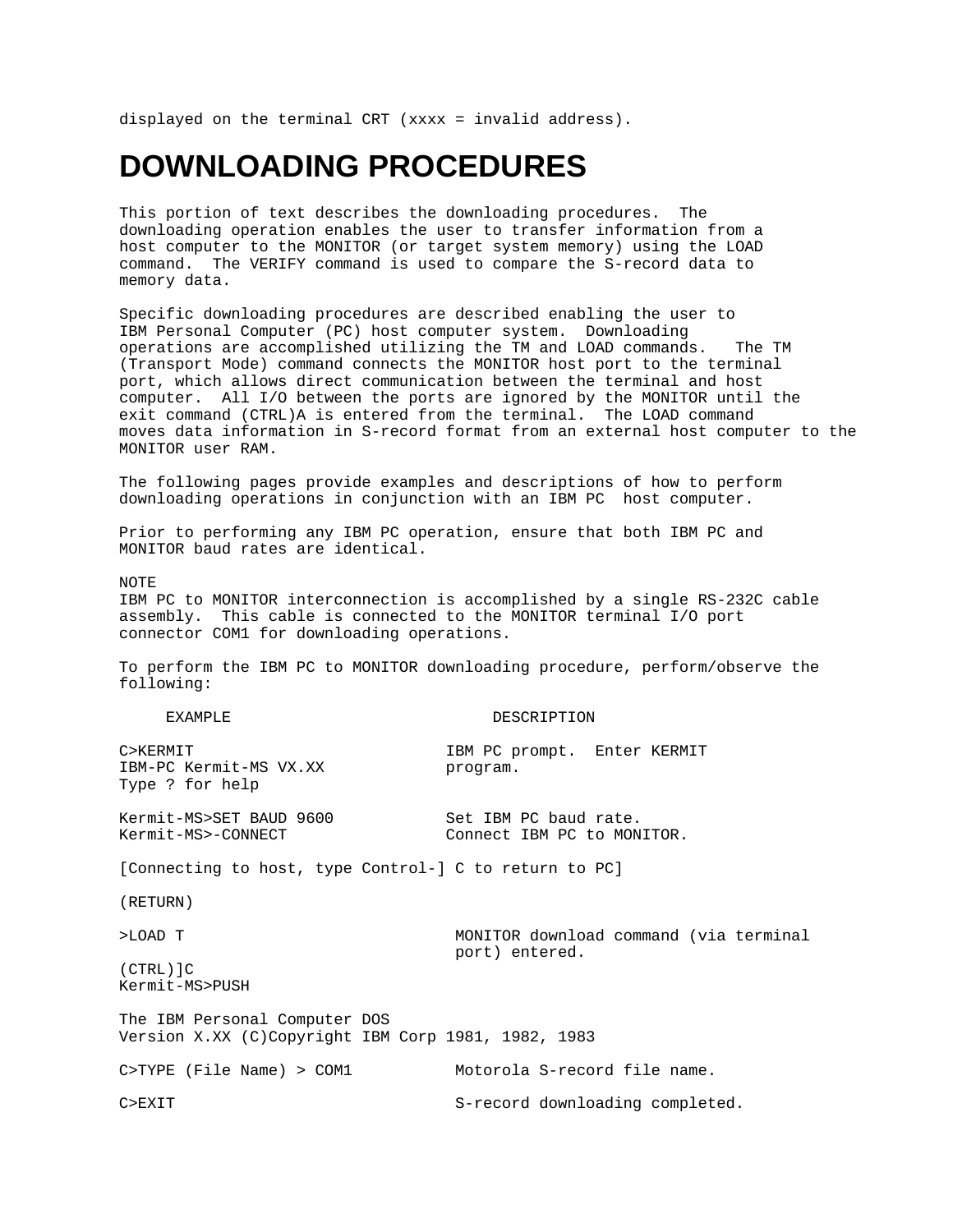displayed on the terminal CRT (xxxx = invalid address).

# DOWNLOADING PROCEDURES

This portion of text describes the downloading procedures. The downloading operation enables the user to transfer information from a host computer to the MONITOR (or target system memory) using the LOAD command. The VERIFY command is used to compare the S-record data to memory data.

Specific downloading procedures are described enabling the user to IBM Personal Computer (PC) host computer system. Downloading operations are accomplished utilizing the TM and LOAD commands. The TM (Transport Mode) command connects the MONITOR host port to the terminal port, which allows direct communication between the terminal and host computer. All I/O between the ports are ignored by the MONITOR until the exit command (CTRL)A is entered from the terminal. The LOAD command moves data information in S-record format from an external host computer to the MONITOR user RAM.

The following pages provide examples and descriptions of how to perform downloading operations in conjunction with an IBM PC host computer.

Prior to performing any IBM PC operation, ensure that both IBM PC and MONITOR baud rates are identical.

NOTE
IBM PC to MONITOR interconnection is accomplished by a single RS-232C cable assembly. This cable is connected to the MONITOR terminal I/O port connector COM1 for downloading operations.

To perform the IBM PC to MONITOR downloading procedure, perform/observe the following:

```
     EXAMPLE                            DESCRIPTION

C>KERMIT                          IBM PC prompt.  Enter KERMIT
IBM-PC Kermit-MS VX.XX            program.
Type ? for help

Kermit-MS>SET BAUD 9600           Set IBM PC baud rate.
Kermit-MS>-CONNECT                Connect IBM PC to MONITOR.

[Connecting to host, type Control-] C to return to PC]

(RETURN)

>LOAD T                            MONITOR download command (via terminal
                                   port) entered.
(CTRL)]C
Kermit-MS>PUSH

The IBM Personal Computer DOS
Version X.XX (C)Copyright IBM Corp 1981, 1982, 1983

C>TYPE (File Name) > COM1          Motorola S-record file name.

C>EXIT                             S-record downloading completed.
```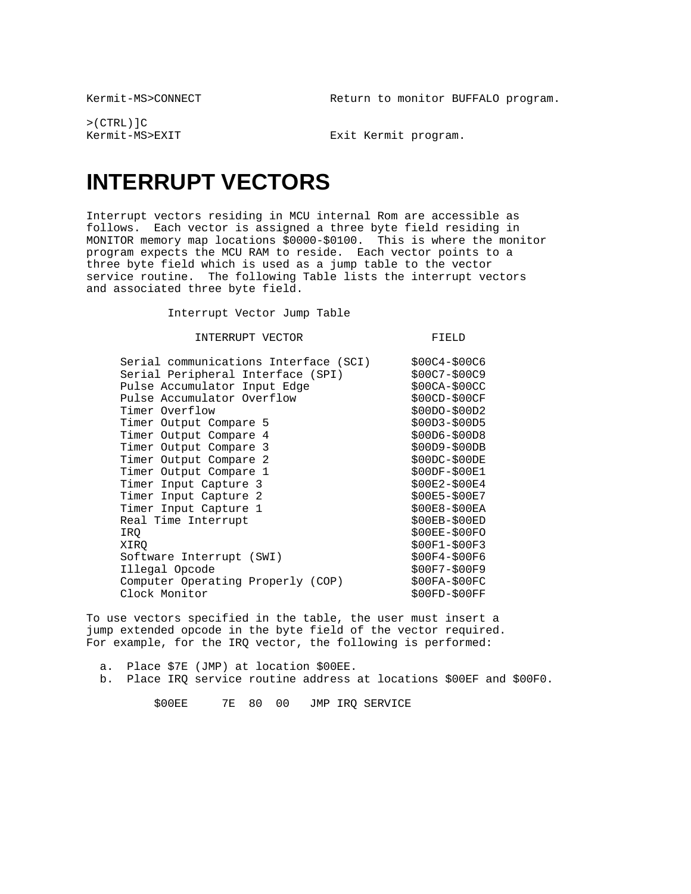```
Kermit-MS>CONNECT               Return to monitor BUFFALO program.

>(CTRL)]C
Kermit-MS>EXIT                  Exit Kermit program.
```

# INTERRUPT VECTORS

Interrupt vectors residing in MCU internal Rom are accessible as follows. Each vector is assigned a three byte field residing in MONITOR memory map locations $0000-$0100. This is where the monitor program expects the MCU RAM to reside. Each vector points to a three byte field which is used as a jump table to the vector service routine. The following Table lists the interrupt vectors and associated three byte field.

Interrupt Vector Jump Table

| INTERRUPT VECTOR | FIELD |
| --- | --- |
| Serial communications Interface (SCI) | $00C4-$00C6 |
| Serial Peripheral Interface (SPI) | $00C7-$00C9 |
| Pulse Accumulator Input Edge | $00CA-$00CC |
| Pulse Accumulator Overflow | $00CD-$00CF |
| Timer Overflow | $00DO-$00D2 |
| Timer Output Compare 5 | $00D3-$00D5 |
| Timer Output Compare 4 | $00D6-$00D8 |
| Timer Output Compare 3 | $00D9-$00DB |
| Timer Output Compare 2 | $00DC-$00DE |
| Timer Output Compare 1 | $00DF-$00E1 |
| Timer Input Capture 3 | $00E2-$00E4 |
| Timer Input Capture 2 | $00E5-$00E7 |
| Timer Input Capture 1 | $00E8-$00EA |
| Real Time Interrupt | $00EB-$00ED |
| IRQ | $00EE-$00FO |
| XIRQ | $00F1-$00F3 |
| Software Interrupt (SWI) | $00F4-$00F6 |
| Illegal Opcode | $00F7-$00F9 |
| Computer Operating Properly (COP) | $00FA-$00FC |
| Clock Monitor | $00FD-$00FF |

To use vectors specified in the table, the user must insert a jump extended opcode in the byte field of the vector required. For example, for the IRQ vector, the following is performed:

a. Place $7E (JMP) at location $00EE.
b. Place IRQ service routine address at locations $00EF and $00F0.

```
$00EE     7E  80  00   JMP IRQ SERVICE
```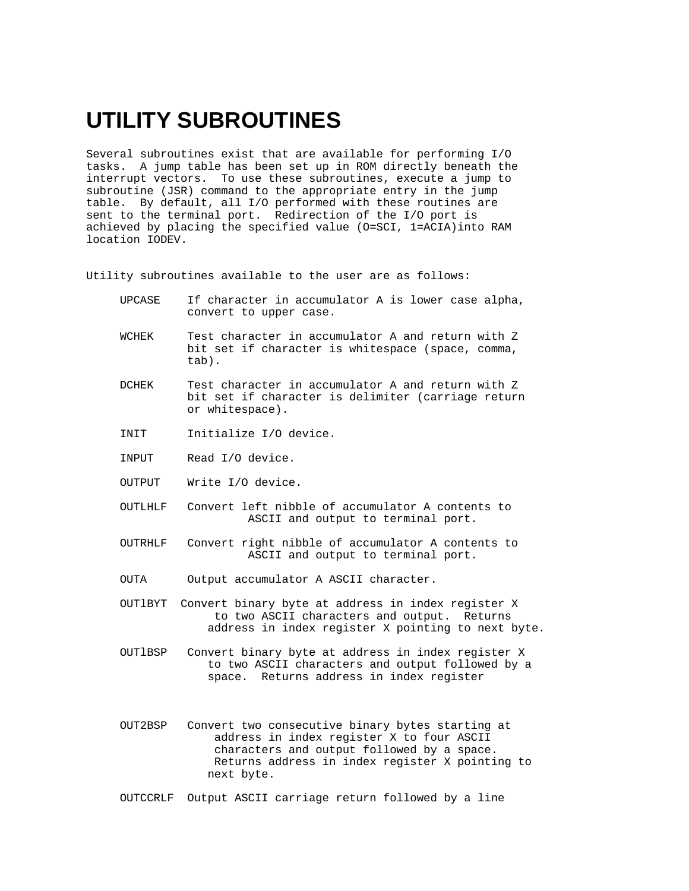# UTILITY SUBROUTINES

Several subroutines exist that are available for performing I/O tasks. A jump table has been set up in ROM directly beneath the interrupt vectors. To use these subroutines, execute a jump to subroutine (JSR) command to the appropriate entry in the jump table. By default, all I/O performed with these routines are sent to the terminal port. Redirection of the I/O port is achieved by placing the specified value (O=SCI, 1=ACIA)into RAM location IODEV.

Utility subroutines available to the user are as follows:

- **UPCASE** If character in accumulator A is lower case alpha, convert to upper case.
- **WCHEK** Test character in accumulator A and return with Z bit set if character is whitespace (space, comma, tab).
- **DCHEK** Test character in accumulator A and return with Z bit set if character is delimiter (carriage return or whitespace).
- **INIT** Initialize I/O device.
- **INPUT** Read I/O device.
- **OUTPUT** Write I/O device.
- **OUTLHLF** Convert left nibble of accumulator A contents to ASCII and output to terminal port.
- **OUTRHLF** Convert right nibble of accumulator A contents to ASCII and output to terminal port.
- **OUTA** Output accumulator A ASCII character.
- **OUTlBYT** Convert binary byte at address in index register X to two ASCII characters and output. Returns address in index register X pointing to next byte.
- **OUTlBSP** Convert binary byte at address in index register X to two ASCII characters and output followed by a space. Returns address in index register
- **OUT2BSP** Convert two consecutive binary bytes starting at address in index register X to four ASCII characters and output followed by a space. Returns address in index register X pointing to next byte.
- **OUTCCRLF** Output ASCII carriage return followed by a line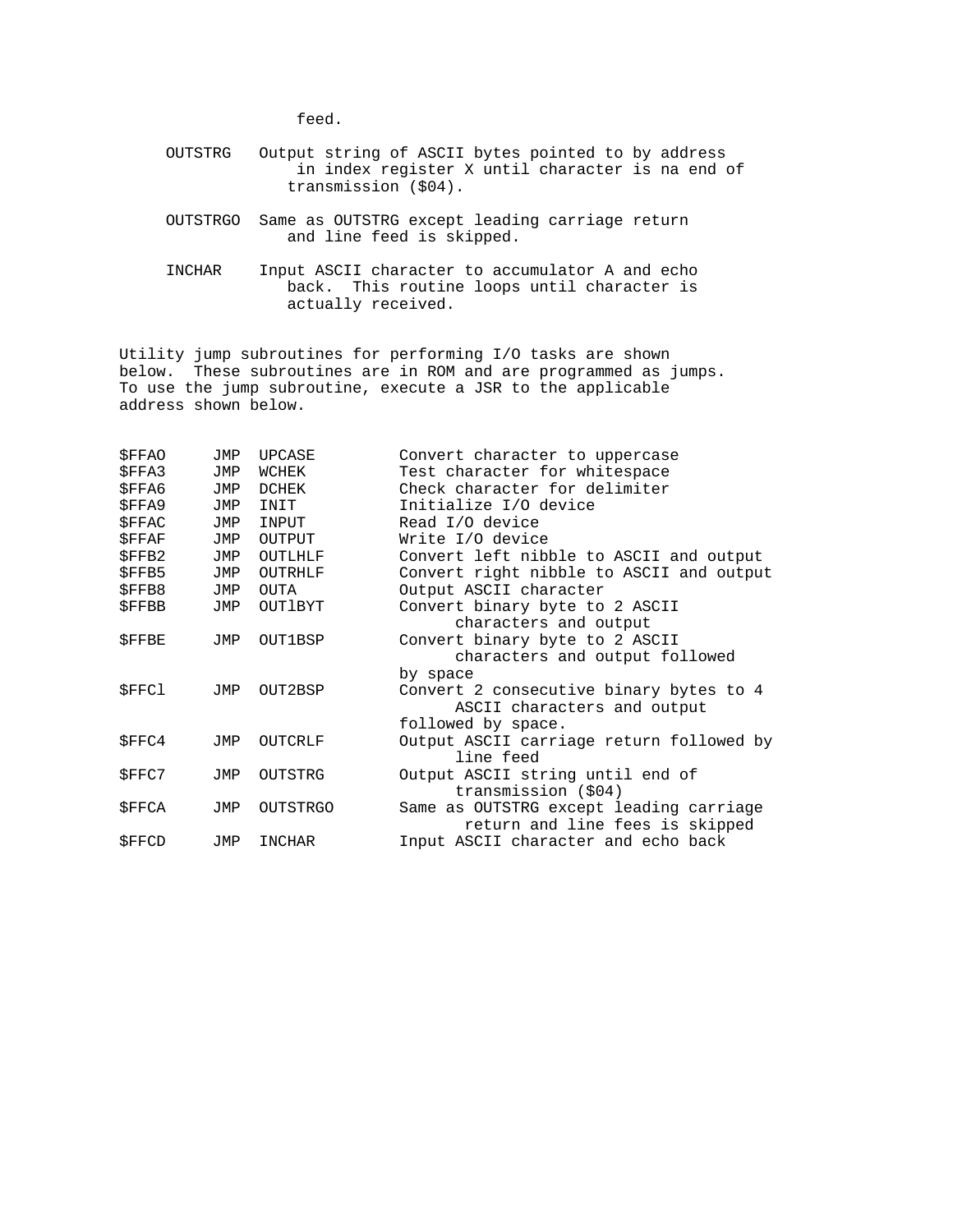feed.

OUTSTRG   Output string of ASCII bytes pointed to by address in index register X until character is na end of transmission ($04).

OUTSTRGO  Same as OUTSTRG except leading carriage return and line feed is skipped.

INCHAR    Input ASCII character to accumulator A and echo back. This routine loops until character is actually received.

Utility jump subroutines for performing I/O tasks are shown below. These subroutines are in ROM and are programmed as jumps. To use the jump subroutine, execute a JSR to the applicable address shown below.

| Address | Instruction | Routine | Description |
|---|---|---|---|
| $FFAO | JMP | UPCASE | Convert character to uppercase |
| $FFA3 | JMP | WCHEK | Test character for whitespace |
| $FFA6 | JMP | DCHEK | Check character for delimiter |
| $FFA9 | JMP | INIT | Initialize I/O device |
| $FFAC | JMP | INPUT | Read I/O device |
| $FFAF | JMP | OUTPUT | Write I/O device |
| $FFB2 | JMP | OUTLHLF | Convert left nibble to ASCII and output |
| $FFB5 | JMP | OUTRHLF | Convert right nibble to ASCII and output |
| $FFB8 | JMP | OUTA | Output ASCII character |
| $FFBB | JMP | OUTlBYT | Convert binary byte to 2 ASCII characters and output |
| $FFBE | JMP | OUT1BSP | Convert binary byte to 2 ASCII characters and output followed by space |
| $FFCl | JMP | OUT2BSP | Convert 2 consecutive binary bytes to 4 ASCII characters and output followed by space. |
| $FFC4 | JMP | OUTCRLF | Output ASCII carriage return followed by line feed |
| $FFC7 | JMP | OUTSTRG | Output ASCII string until end of transmission ($04) |
| $FFCA | JMP | OUTSTRGO | Same as OUTSTRG except leading carriage return and line fees is skipped |
| $FFCD | JMP | INCHAR | Input ASCII character and echo back |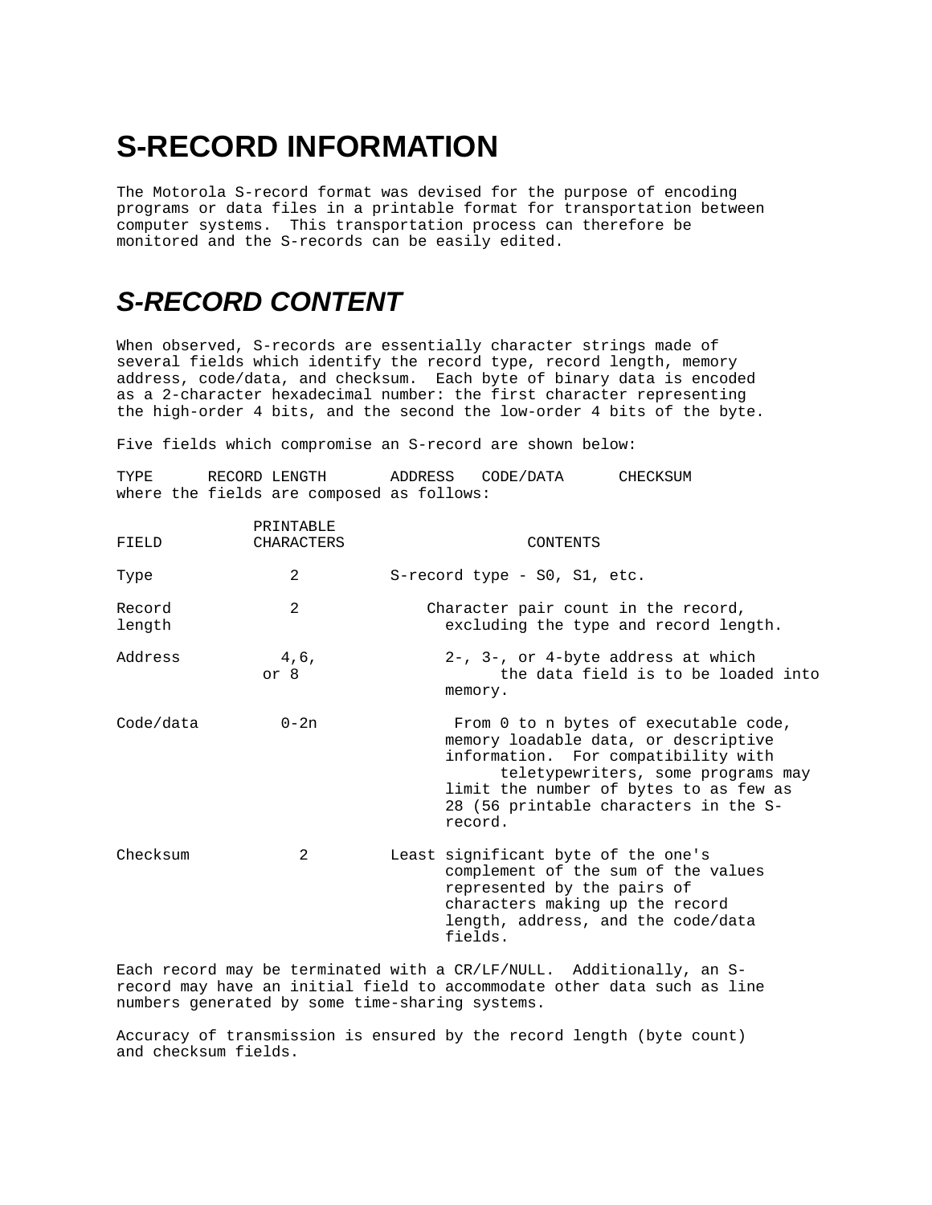# S-RECORD INFORMATION

The Motorola S-record format was devised for the purpose of encoding programs or data files in a printable format for transportation between computer systems. This transportation process can therefore be monitored and the S-records can be easily edited.

## *S-RECORD CONTENT*

When observed, S-records are essentially character strings made of several fields which identify the record type, record length, memory address, code/data, and checksum. Each byte of binary data is encoded as a 2-character hexadecimal number: the first character representing the high-order 4 bits, and the second the low-order 4 bits of the byte.

Five fields which compromise an S-record are shown below:

TYPE RECORD LENGTH ADDRESS CODE/DATA CHECKSUM

where the fields are composed as follows:

| FIELD | PRINTABLE CHARACTERS | CONTENTS |
|---|---|---|
| Type | 2 | S-record type - S0, S1, etc. |
| Record length | 2 | Character pair count in the record, excluding the type and record length. |
| Address | 4,6, or 8 | 2-, 3-, or 4-byte address at which the data field is to be loaded into memory. |
| Code/data | 0-2n | From 0 to n bytes of executable code, memory loadable data, or descriptive information. For compatibility with teletypewriters, some programs may limit the number of bytes to as few as 28 (56 printable characters in the S-record. |
| Checksum | 2 | Least significant byte of the one's complement of the sum of the values represented by the pairs of characters making up the record length, address, and the code/data fields. |

Each record may be terminated with a CR/LF/NULL. Additionally, an S-record may have an initial field to accommodate other data such as line numbers generated by some time-sharing systems.

Accuracy of transmission is ensured by the record length (byte count) and checksum fields.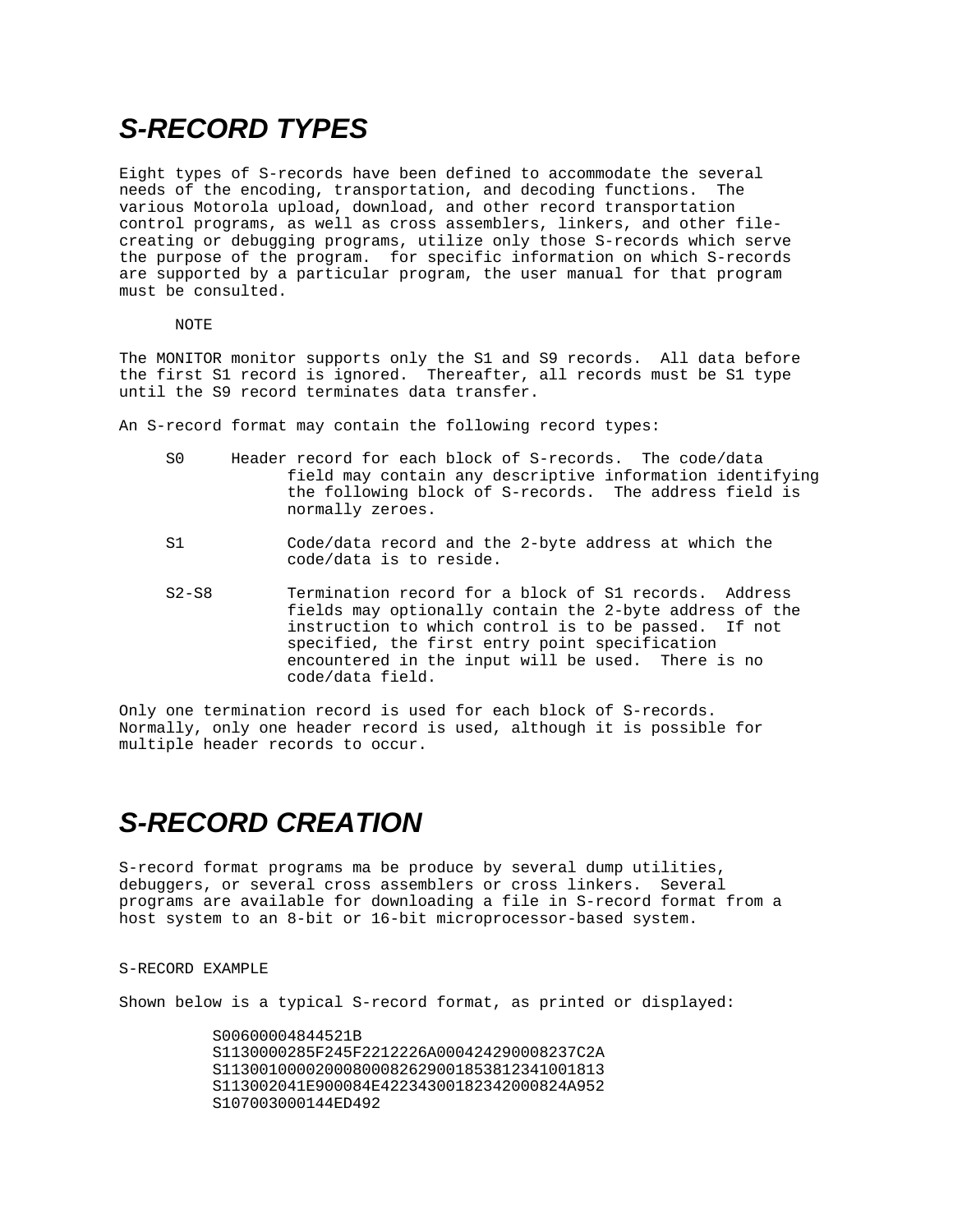# *S-RECORD TYPES*

Eight types of S-records have been defined to accommodate the several needs of the encoding, transportation, and decoding functions. The various Motorola upload, download, and other record transportation control programs, as well as cross assemblers, linkers, and other file-creating or debugging programs, utilize only those S-records which serve the purpose of the program. for specific information on which S-records are supported by a particular program, the user manual for that program must be consulted.

NOTE

The MONITOR monitor supports only the S1 and S9 records. All data before the first S1 record is ignored. Thereafter, all records must be S1 type until the S9 record terminates data transfer.

An S-record format may contain the following record types:

- S0 Header record for each block of S-records. The code/data field may contain any descriptive information identifying the following block of S-records. The address field is normally zeroes.
- S1 Code/data record and the 2-byte address at which the code/data is to reside.
- S2-S8 Termination record for a block of S1 records. Address fields may optionally contain the 2-byte address of the instruction to which control is to be passed. If not specified, the first entry point specification encountered in the input will be used. There is no code/data field.

Only one termination record is used for each block of S-records. Normally, only one header record is used, although it is possible for multiple header records to occur.

# *S-RECORD CREATION*

S-record format programs ma be produce by several dump utilities, debuggers, or several cross assemblers or cross linkers. Several programs are available for downloading a file in S-record format from a host system to an 8-bit or 16-bit microprocessor-based system.

S-RECORD EXAMPLE

Shown below is a typical S-record format, as printed or displayed:

```
S00600004844521B
S1130000285F245F2212226A000424290008237C2A
S11300100002000800082629001853812341001813
S113002041E900084E42234300182342000824A952
S107003000144ED492
```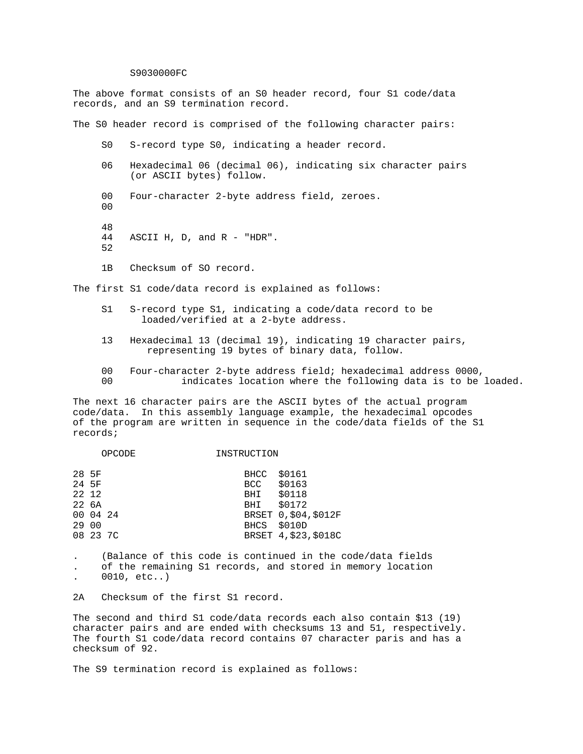```
S9030000FC
```

The above format consists of an S0 header record, four S1 code/data records, and an S9 termination record.

The S0 header record is comprised of the following character pairs:

```
     S0   S-record type S0, indicating a header record.

     06   Hexadecimal 06 (decimal 06), indicating six character pairs
          (or ASCII bytes) follow.

     00   Four-character 2-byte address field, zeroes.
     00

     48
     44   ASCII H, D, and R - "HDR".
     52

     1B   Checksum of SO record.
```

The first S1 code/data record is explained as follows:

```
     S1   S-record type S1, indicating a code/data record to be
            loaded/verified at a 2-byte address.

     13   Hexadecimal 13 (decimal 19), indicating 19 character pairs,
             representing 19 bytes of binary data, follow.

     00   Four-character 2-byte address field; hexadecimal address 0000,
     00            indicates location where the following data is to be loaded.
```

The next 16 character pairs are the ASCII bytes of the actual program code/data. In this assembly language example, the hexadecimal opcodes of the program are written in sequence in the code/data fields of the S1 records;

```
     OPCODE              INSTRUCTION

28 5F                         BHCC  $0161
24 5F                         BCC   $0163
22 12                         BHI   $0118
22 6A                         BHI   $0172
00 04 24                      BRSET 0,$04,$012F
29 00                         BHCS  $010D
08 23 7C                      BRSET 4,$23,$018C

.    (Balance of this code is continued in the code/data fields
.    of the remaining S1 records, and stored in memory location
.    0010, etc..)

2A   Checksum of the first S1 record.
```

The second and third S1 code/data records each also contain $13 (19) character pairs and are ended with checksums 13 and 51, respectively. The fourth S1 code/data record contains 07 character paris and has a checksum of 92.

The S9 termination record is explained as follows: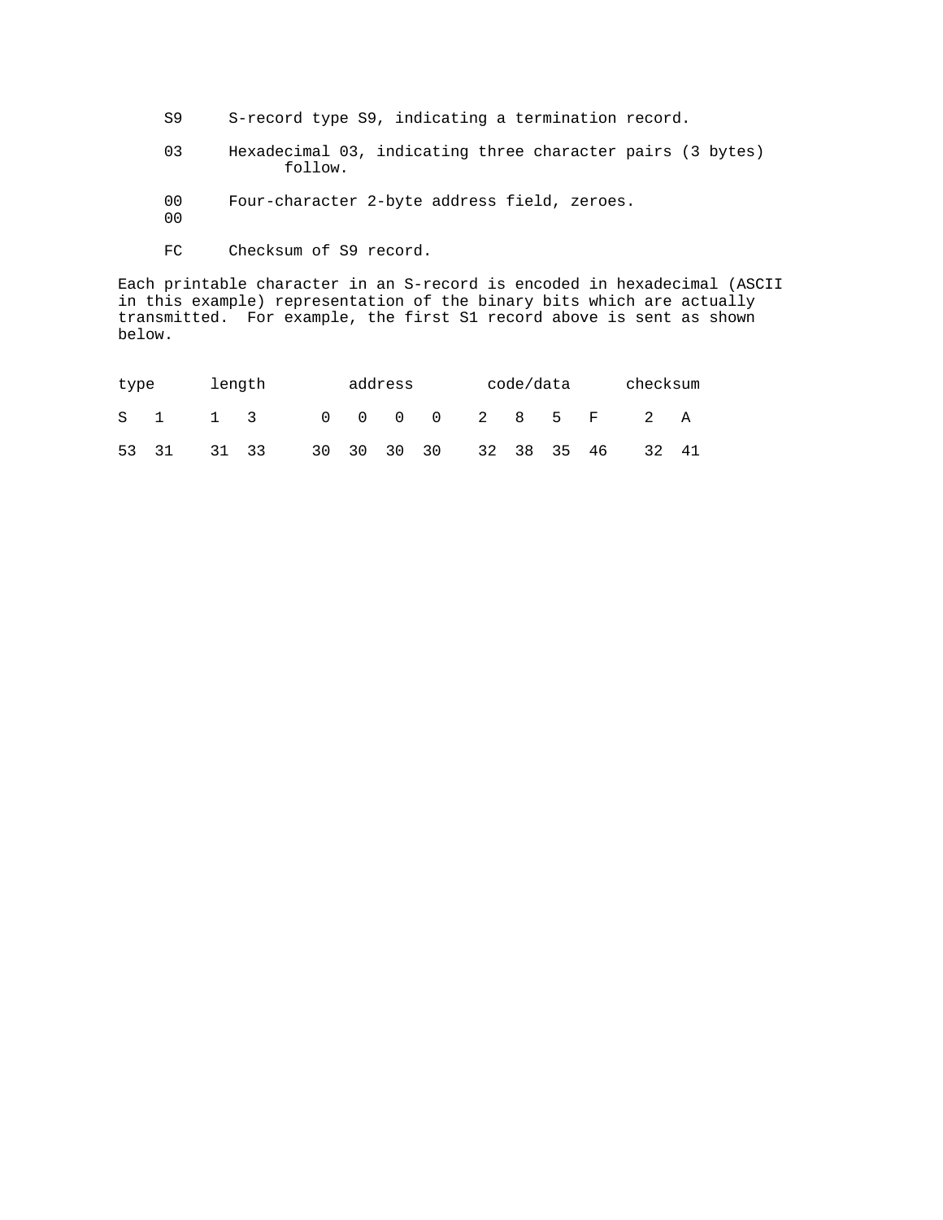| | |
|---|---|
| S9 | S-record type S9, indicating a termination record. |
| 03 | Hexadecimal 03, indicating three character pairs (3 bytes) follow. |
| 00 00 | Four-character 2-byte address field, zeroes. |
| FC | Checksum of S9 record. |

Each printable character in an S-record is encoded in hexadecimal (ASCII in this example) representation of the binary bits which are actually transmitted. For example, the first S1 record above is sent as shown below.

| type | | length | | address | | | | code/data | | | | checksum | |
|---|---|---|---|---|---|---|---|---|---|---|---|---|---|
| S | 1 | 1 | 3 | 0 | 0 | 0 | 0 | 2 | 8 | 5 | F | 2 | A |
| 53 | 31 | 31 | 33 | 30 | 30 | 30 | 30 | 32 | 38 | 35 | 46 | 32 | 41 |